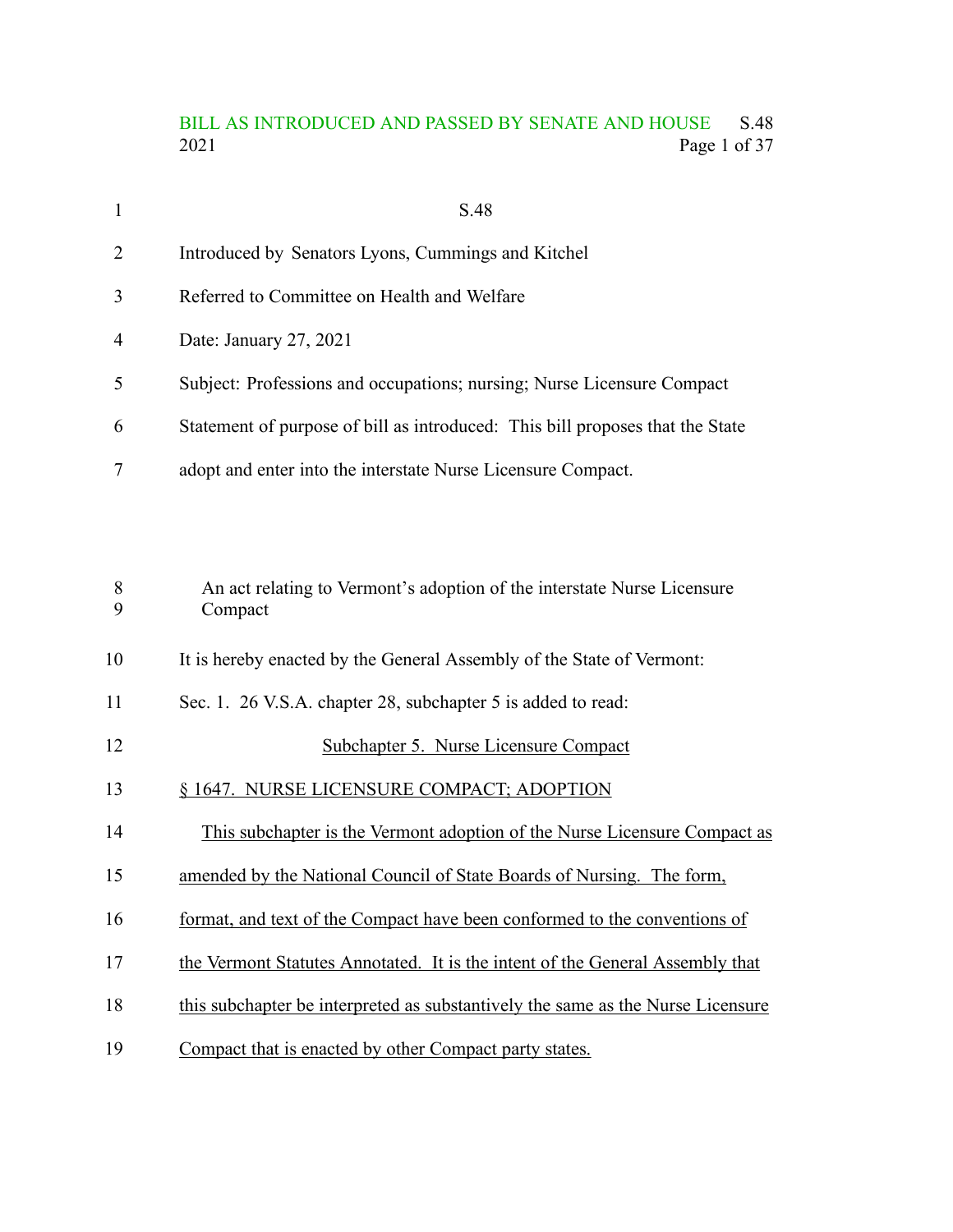S.48

Introduced by Senators Lyons, Cummings and Kitchel

Referred to Committee on Health and Welfare

Date: January 27, 2021

Subject: Professions and occupations; nursing; Nurse Licensure Compact

Statement of purpose of bill as introduced: This bill proposes that the State adopt and enter into the interstate Nurse Licensure Compact.

An act relating to Vermont's adoption of the interstate Nurse Licensure Compact

It is hereby enacted by the General Assembly of the State of Vermont:

Sec. 1. 26 V.S.A. chapter 28, subchapter 5 is added to read:

Subchapter 5. Nurse Licensure Compact

§ 1647. NURSE LICENSURE COMPACT; ADOPTION

This subchapter is the Vermont adoption of the Nurse Licensure Compact as amended by the National Council of State Boards of Nursing. The form, format, and text of the Compact have been conformed to the conventions of the Vermont Statutes Annotated. It is the intent of the General Assembly that this subchapter be interpreted as substantively the same as the Nurse Licensure Compact that is enacted by other Compact party states.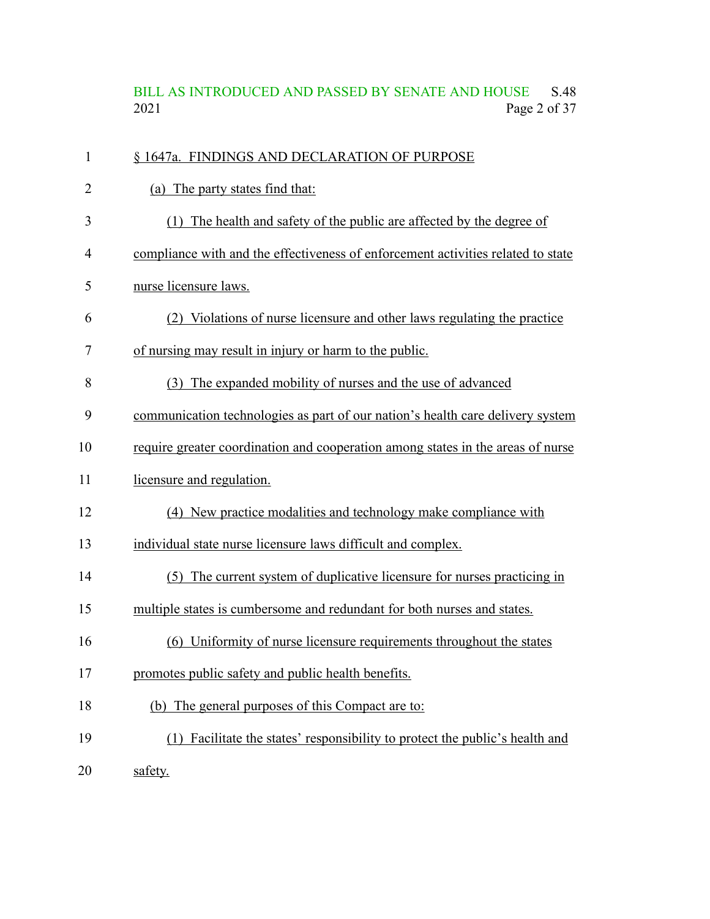§ 1647a. FINDINGS AND DECLARATION OF PURPOSE

(a) The party states find that:

(1) The health and safety of the public are affected by the degree of compliance with and the effectiveness of enforcement activities related to state nurse licensure laws.

(2) Violations of nurse licensure and other laws regulating the practice of nursing may result in injury or harm to the public.

(3) The expanded mobility of nurses and the use of advanced communication technologies as part of our nation's health care delivery system require greater coordination and cooperation among states in the areas of nurse licensure and regulation.

(4) New practice modalities and technology make compliance with individual state nurse licensure laws difficult and complex.

(5) The current system of duplicative licensure for nurses practicing in multiple states is cumbersome and redundant for both nurses and states.

(6) Uniformity of nurse licensure requirements throughout the states promotes public safety and public health benefits.

(b) The general purposes of this Compact are to:

(1) Facilitate the states' responsibility to protect the public's health and safety.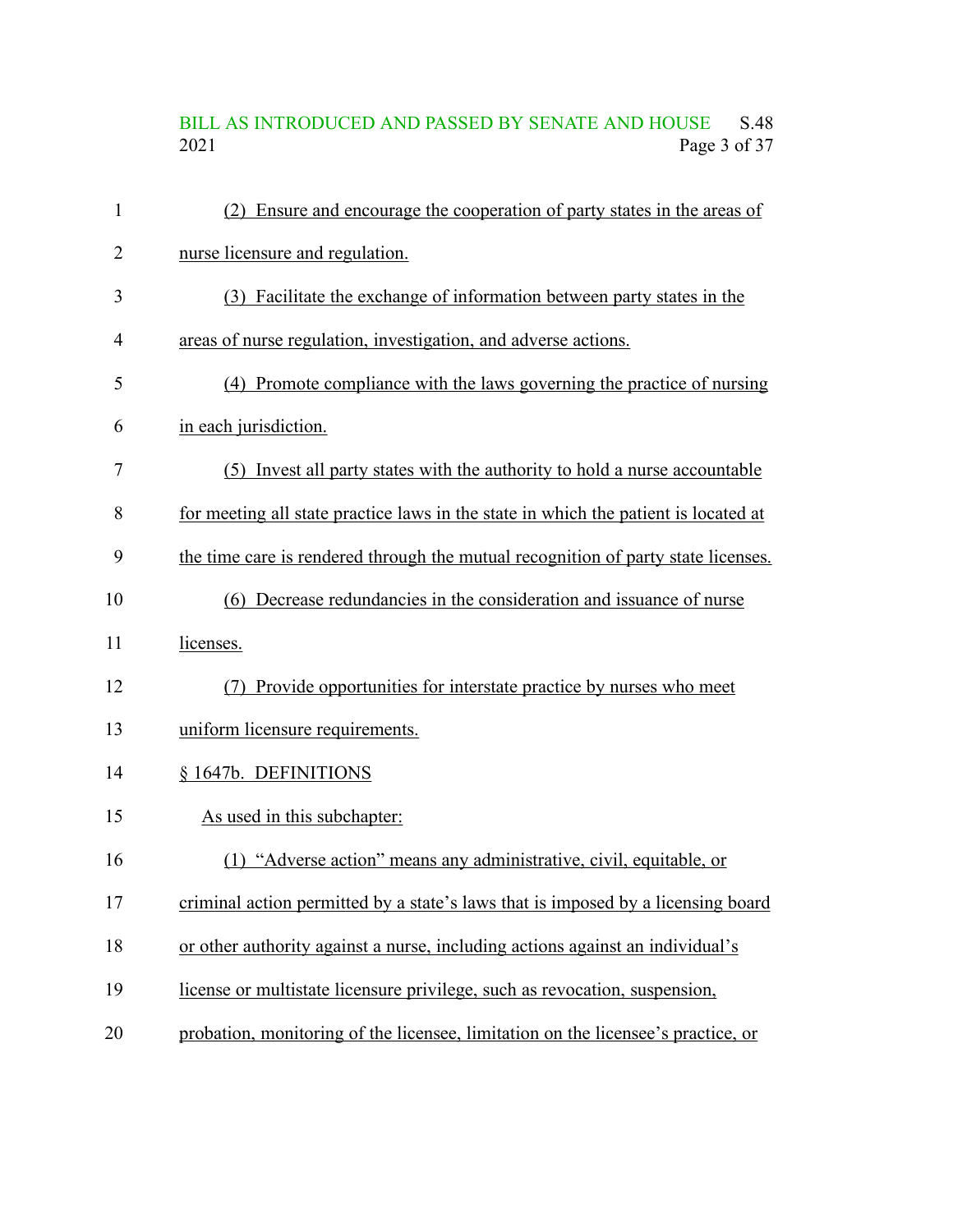(2) Ensure and encourage the cooperation of party states in the areas of nurse licensure and regulation.

(3) Facilitate the exchange of information between party states in the areas of nurse regulation, investigation, and adverse actions.

(4) Promote compliance with the laws governing the practice of nursing in each jurisdiction.

(5) Invest all party states with the authority to hold a nurse accountable for meeting all state practice laws in the state in which the patient is located at the time care is rendered through the mutual recognition of party state licenses.

(6) Decrease redundancies in the consideration and issuance of nurse licenses.

(7) Provide opportunities for interstate practice by nurses who meet uniform licensure requirements.

§ 1647b. DEFINITIONS

As used in this subchapter:

(1) "Adverse action" means any administrative, civil, equitable, or criminal action permitted by a state's laws that is imposed by a licensing board or other authority against a nurse, including actions against an individual's license or multistate licensure privilege, such as revocation, suspension, probation, monitoring of the licensee, limitation on the licensee's practice, or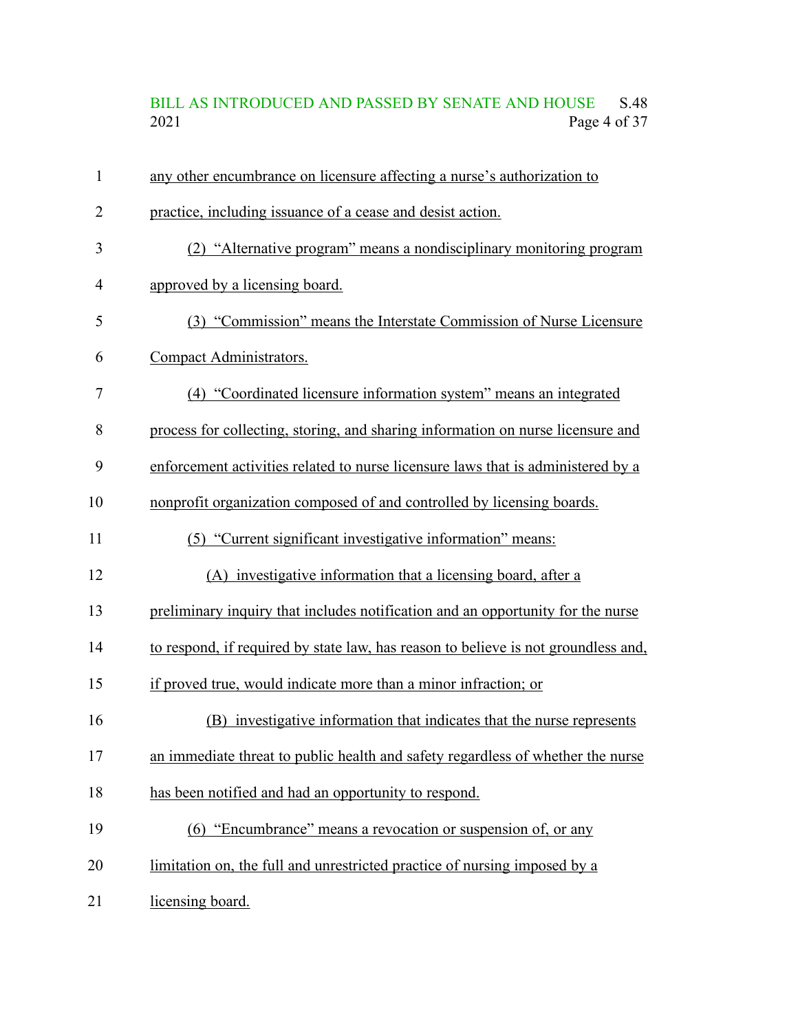any other encumbrance on licensure affecting a nurse's authorization to practice, including issuance of a cease and desist action.

(2) "Alternative program" means a nondisciplinary monitoring program approved by a licensing board.

(3) "Commission" means the Interstate Commission of Nurse Licensure Compact Administrators.

(4) "Coordinated licensure information system" means an integrated process for collecting, storing, and sharing information on nurse licensure and enforcement activities related to nurse licensure laws that is administered by a nonprofit organization composed of and controlled by licensing boards.

(5) "Current significant investigative information" means:

(A) investigative information that a licensing board, after a preliminary inquiry that includes notification and an opportunity for the nurse to respond, if required by state law, has reason to believe is not groundless and, if proved true, would indicate more than a minor infraction; or

(B) investigative information that indicates that the nurse represents an immediate threat to public health and safety regardless of whether the nurse has been notified and had an opportunity to respond.

(6) "Encumbrance" means a revocation or suspension of, or any limitation on, the full and unrestricted practice of nursing imposed by a licensing board.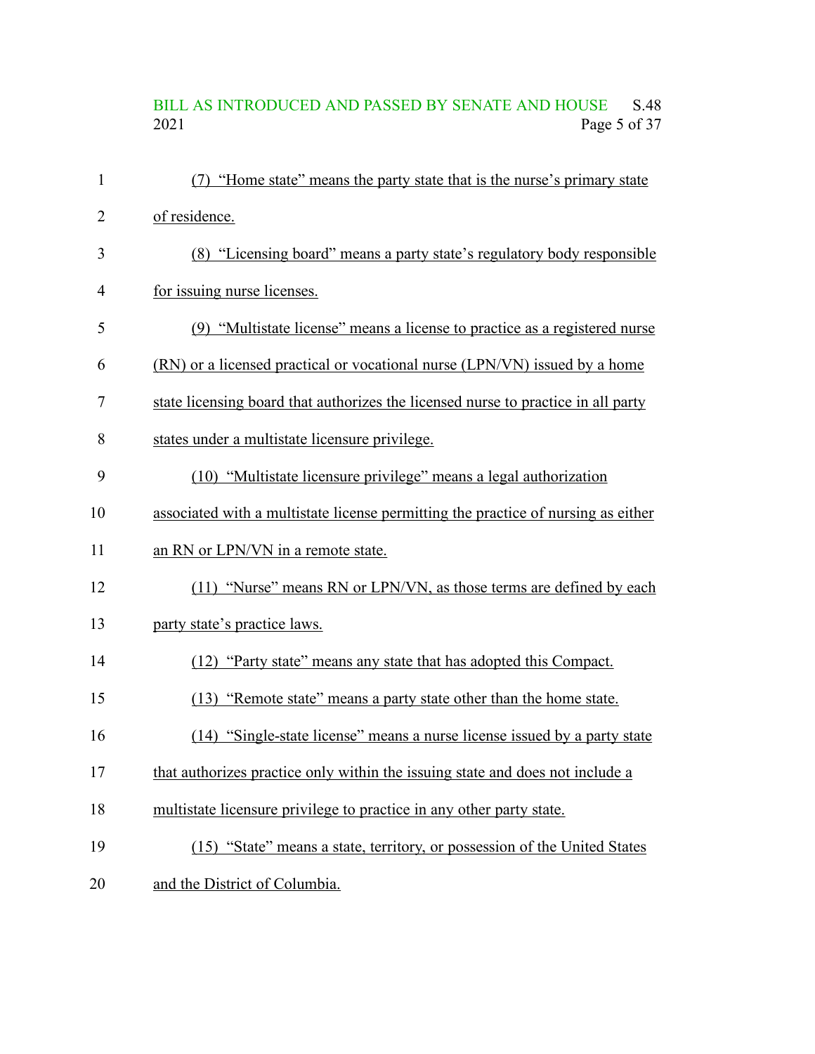(7) "Home state" means the party state that is the nurse's primary state of residence.

(8) "Licensing board" means a party state's regulatory body responsible for issuing nurse licenses.

(9) "Multistate license" means a license to practice as a registered nurse (RN) or a licensed practical or vocational nurse (LPN/VN) issued by a home state licensing board that authorizes the licensed nurse to practice in all party states under a multistate licensure privilege.

(10) "Multistate licensure privilege" means a legal authorization associated with a multistate license permitting the practice of nursing as either an RN or LPN/VN in a remote state.

(11) "Nurse" means RN or LPN/VN, as those terms are defined by each party state's practice laws.

(12) "Party state" means any state that has adopted this Compact.

(13) "Remote state" means a party state other than the home state.

(14) "Single-state license" means a nurse license issued by a party state that authorizes practice only within the issuing state and does not include a multistate licensure privilege to practice in any other party state.

(15) "State" means a state, territory, or possession of the United States and the District of Columbia.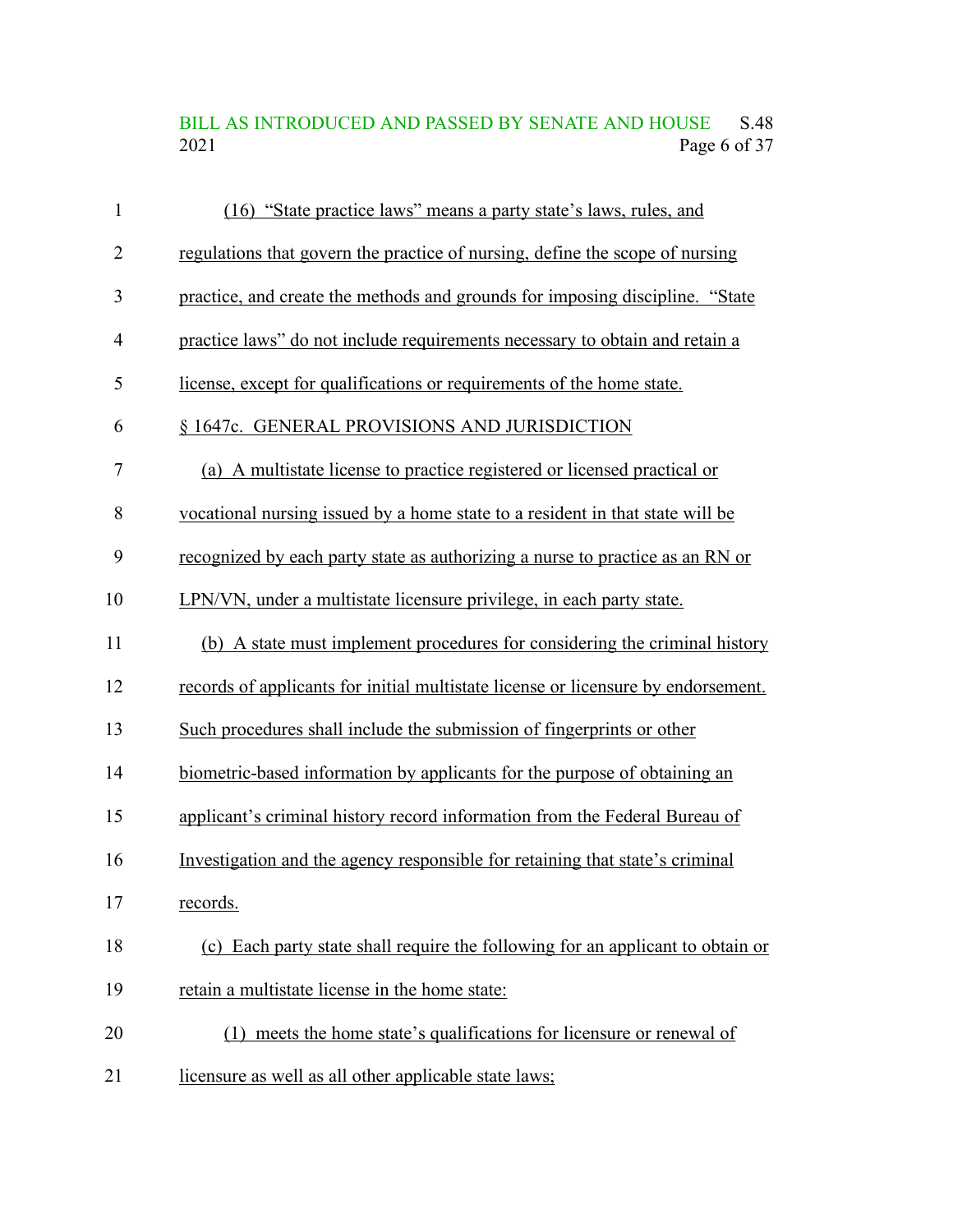(16) "State practice laws" means a party state's laws, rules, and regulations that govern the practice of nursing, define the scope of nursing practice, and create the methods and grounds for imposing discipline. "State practice laws" do not include requirements necessary to obtain and retain a license, except for qualifications or requirements of the home state.

§ 1647c. GENERAL PROVISIONS AND JURISDICTION

(a) A multistate license to practice registered or licensed practical or vocational nursing issued by a home state to a resident in that state will be recognized by each party state as authorizing a nurse to practice as an RN or LPN/VN, under a multistate licensure privilege, in each party state.

(b) A state must implement procedures for considering the criminal history records of applicants for initial multistate license or licensure by endorsement. Such procedures shall include the submission of fingerprints or other biometric-based information by applicants for the purpose of obtaining an applicant's criminal history record information from the Federal Bureau of Investigation and the agency responsible for retaining that state's criminal records.

(c) Each party state shall require the following for an applicant to obtain or retain a multistate license in the home state:

(1) meets the home state's qualifications for licensure or renewal of licensure as well as all other applicable state laws;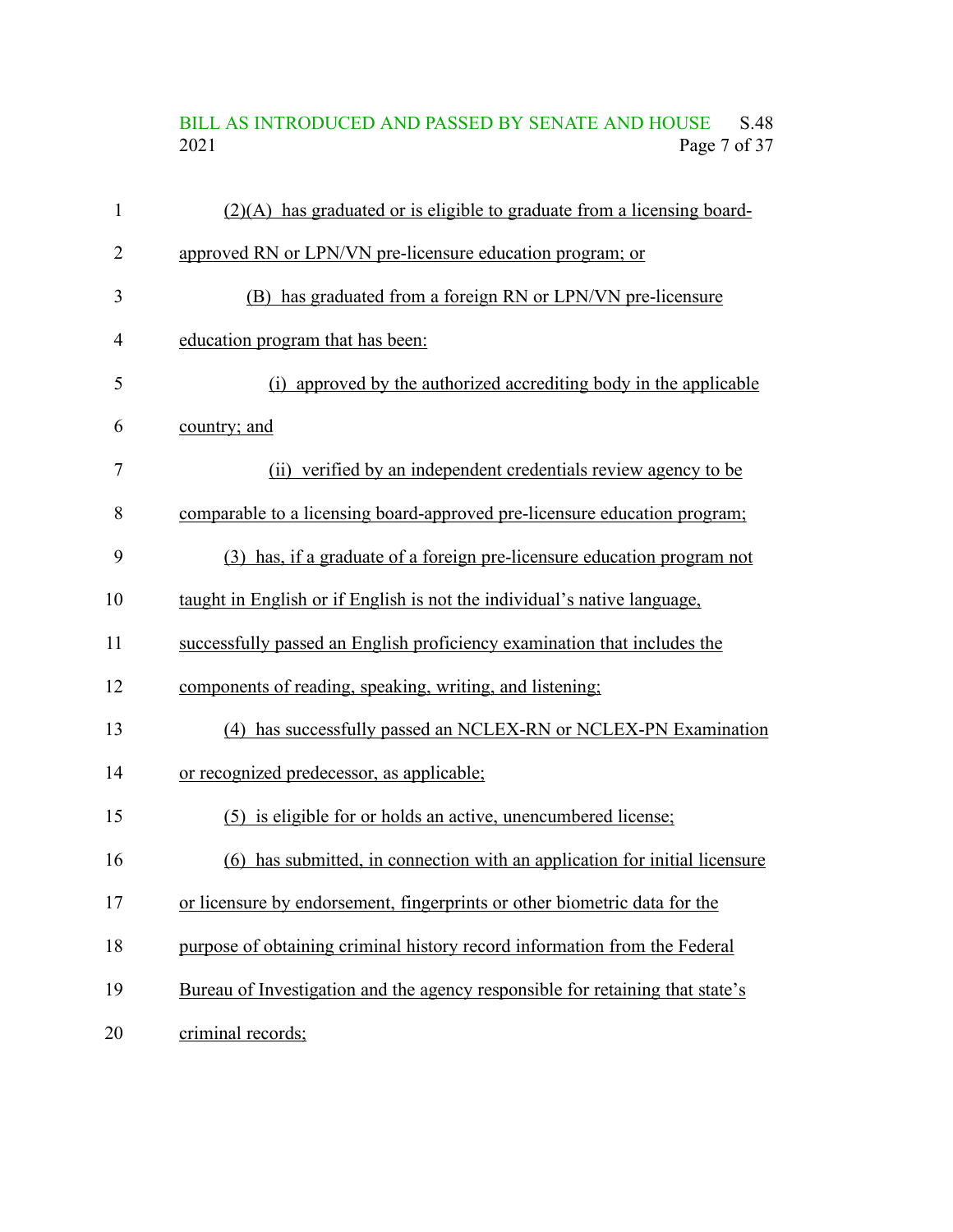(2)(A) has graduated or is eligible to graduate from a licensing board-approved RN or LPN/VN pre-licensure education program; or

(B) has graduated from a foreign RN or LPN/VN pre-licensure education program that has been:

(i) approved by the authorized accrediting body in the applicable country; and

(ii) verified by an independent credentials review agency to be comparable to a licensing board-approved pre-licensure education program;

(3) has, if a graduate of a foreign pre-licensure education program not taught in English or if English is not the individual's native language, successfully passed an English proficiency examination that includes the components of reading, speaking, writing, and listening;

(4) has successfully passed an NCLEX-RN or NCLEX-PN Examination or recognized predecessor, as applicable;

(5) is eligible for or holds an active, unencumbered license;

(6) has submitted, in connection with an application for initial licensure or licensure by endorsement, fingerprints or other biometric data for the purpose of obtaining criminal history record information from the Federal Bureau of Investigation and the agency responsible for retaining that state's criminal records;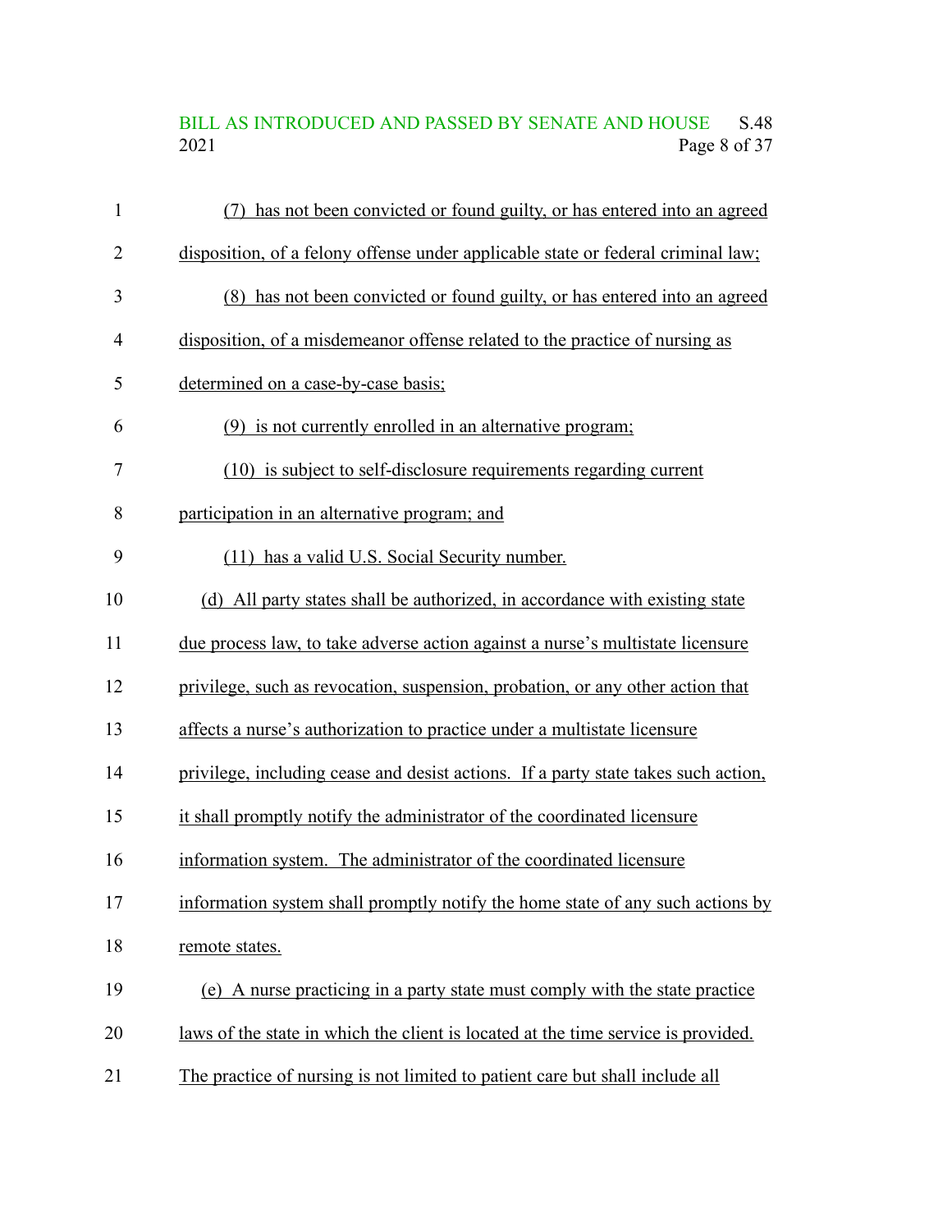(7) has not been convicted or found guilty, or has entered into an agreed disposition, of a felony offense under applicable state or federal criminal law;

(8) has not been convicted or found guilty, or has entered into an agreed disposition, of a misdemeanor offense related to the practice of nursing as determined on a case-by-case basis;

(9) is not currently enrolled in an alternative program;

(10) is subject to self-disclosure requirements regarding current participation in an alternative program; and

(11) has a valid U.S. Social Security number.

(d) All party states shall be authorized, in accordance with existing state due process law, to take adverse action against a nurse's multistate licensure privilege, such as revocation, suspension, probation, or any other action that affects a nurse's authorization to practice under a multistate licensure privilege, including cease and desist actions. If a party state takes such action, it shall promptly notify the administrator of the coordinated licensure information system. The administrator of the coordinated licensure information system shall promptly notify the home state of any such actions by remote states.

(e) A nurse practicing in a party state must comply with the state practice laws of the state in which the client is located at the time service is provided. The practice of nursing is not limited to patient care but shall include all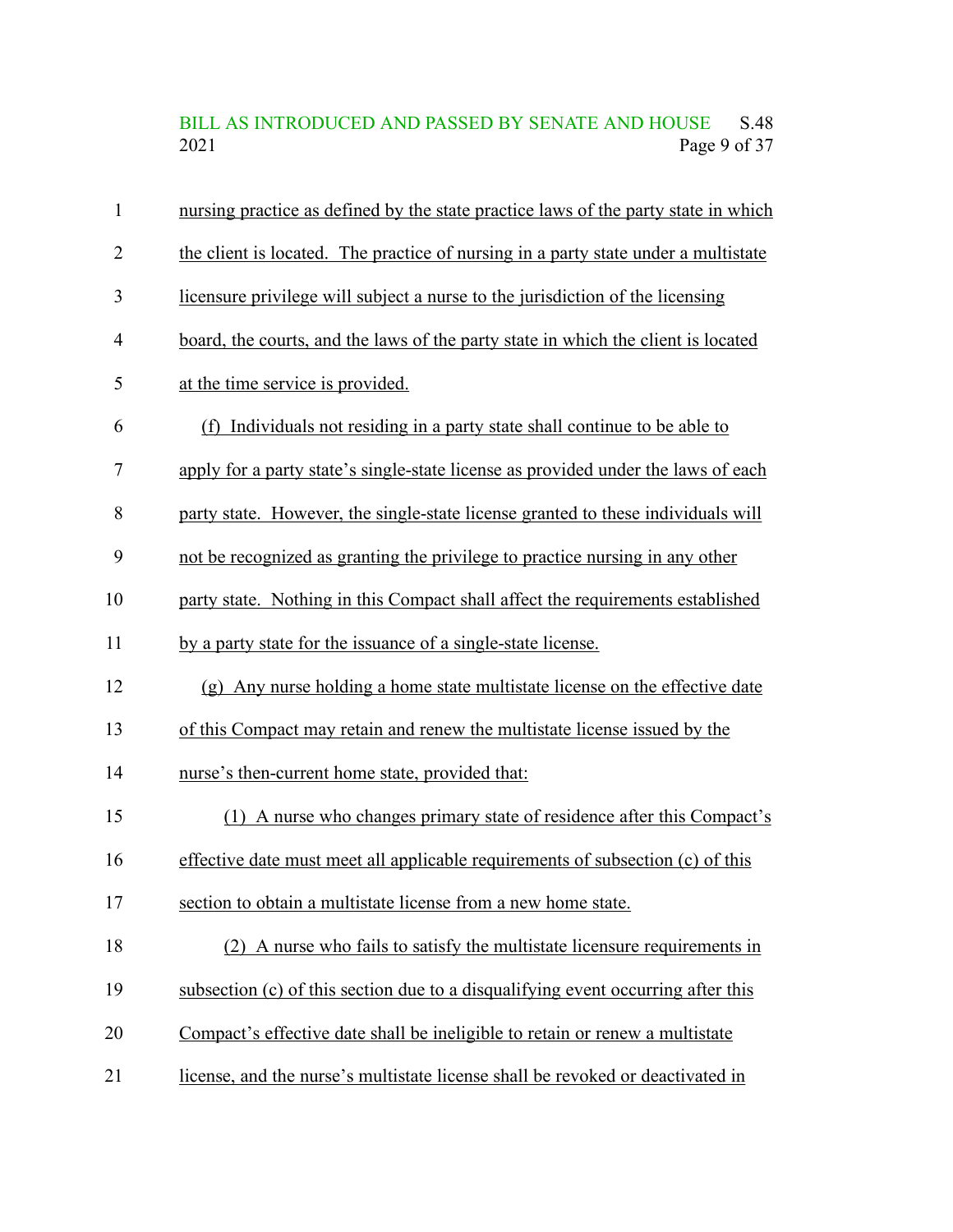nursing practice as defined by the state practice laws of the party state in which the client is located. The practice of nursing in a party state under a multistate licensure privilege will subject a nurse to the jurisdiction of the licensing board, the courts, and the laws of the party state in which the client is located at the time service is provided.

(f) Individuals not residing in a party state shall continue to be able to apply for a party state's single-state license as provided under the laws of each party state. However, the single-state license granted to these individuals will not be recognized as granting the privilege to practice nursing in any other party state. Nothing in this Compact shall affect the requirements established by a party state for the issuance of a single-state license.

(g) Any nurse holding a home state multistate license on the effective date of this Compact may retain and renew the multistate license issued by the nurse's then-current home state, provided that:

(1) A nurse who changes primary state of residence after this Compact's effective date must meet all applicable requirements of subsection (c) of this section to obtain a multistate license from a new home state.

(2) A nurse who fails to satisfy the multistate licensure requirements in subsection (c) of this section due to a disqualifying event occurring after this Compact's effective date shall be ineligible to retain or renew a multistate license, and the nurse's multistate license shall be revoked or deactivated in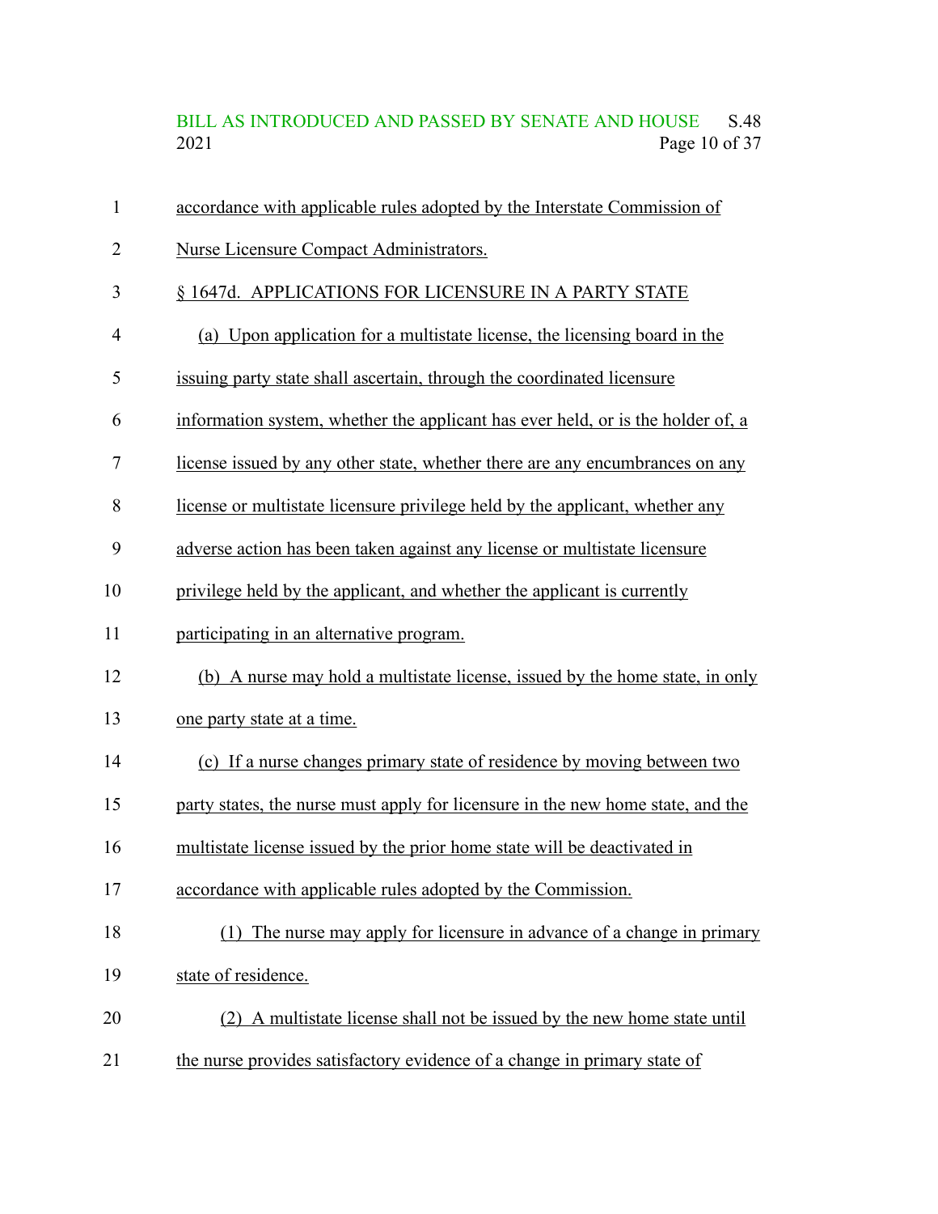accordance with applicable rules adopted by the Interstate Commission of Nurse Licensure Compact Administrators.

§ 1647d. APPLICATIONS FOR LICENSURE IN A PARTY STATE

(a) Upon application for a multistate license, the licensing board in the issuing party state shall ascertain, through the coordinated licensure information system, whether the applicant has ever held, or is the holder of, a license issued by any other state, whether there are any encumbrances on any license or multistate licensure privilege held by the applicant, whether any adverse action has been taken against any license or multistate licensure privilege held by the applicant, and whether the applicant is currently participating in an alternative program.

(b) A nurse may hold a multistate license, issued by the home state, in only one party state at a time.

(c) If a nurse changes primary state of residence by moving between two party states, the nurse must apply for licensure in the new home state, and the multistate license issued by the prior home state will be deactivated in accordance with applicable rules adopted by the Commission.

(1) The nurse may apply for licensure in advance of a change in primary state of residence.

(2) A multistate license shall not be issued by the new home state until the nurse provides satisfactory evidence of a change in primary state of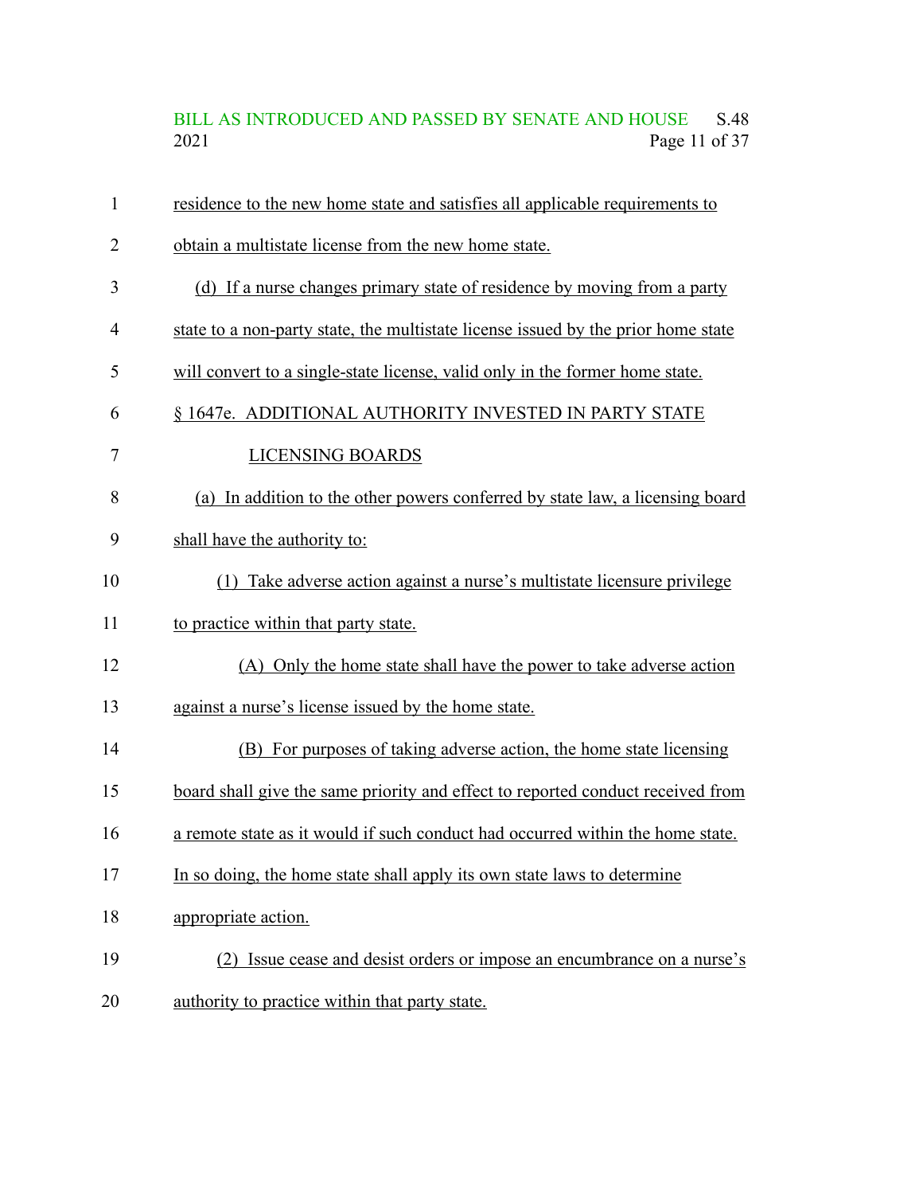residence to the new home state and satisfies all applicable requirements to obtain a multistate license from the new home state.

(d) If a nurse changes primary state of residence by moving from a party state to a non-party state, the multistate license issued by the prior home state will convert to a single-state license, valid only in the former home state.

§ 1647e. ADDITIONAL AUTHORITY INVESTED IN PARTY STATE LICENSING BOARDS

(a) In addition to the other powers conferred by state law, a licensing board shall have the authority to:

(1) Take adverse action against a nurse's multistate licensure privilege to practice within that party state.

(A) Only the home state shall have the power to take adverse action against a nurse's license issued by the home state.

(B) For purposes of taking adverse action, the home state licensing board shall give the same priority and effect to reported conduct received from a remote state as it would if such conduct had occurred within the home state. In so doing, the home state shall apply its own state laws to determine appropriate action.

(2) Issue cease and desist orders or impose an encumbrance on a nurse's authority to practice within that party state.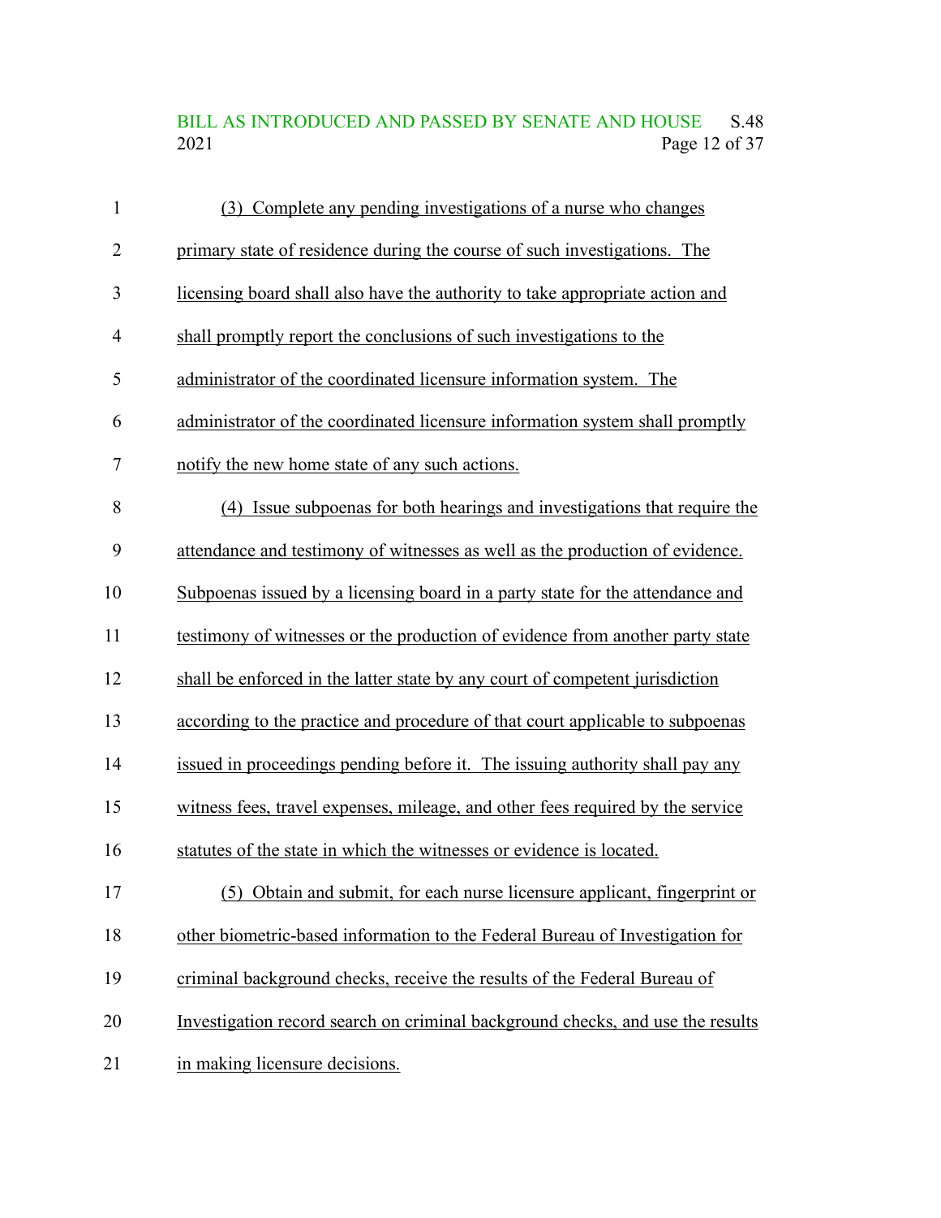(3) Complete any pending investigations of a nurse who changes primary state of residence during the course of such investigations. The licensing board shall also have the authority to take appropriate action and shall promptly report the conclusions of such investigations to the administrator of the coordinated licensure information system. The administrator of the coordinated licensure information system shall promptly notify the new home state of any such actions.

(4) Issue subpoenas for both hearings and investigations that require the attendance and testimony of witnesses as well as the production of evidence. Subpoenas issued by a licensing board in a party state for the attendance and testimony of witnesses or the production of evidence from another party state shall be enforced in the latter state by any court of competent jurisdiction according to the practice and procedure of that court applicable to subpoenas issued in proceedings pending before it. The issuing authority shall pay any witness fees, travel expenses, mileage, and other fees required by the service statutes of the state in which the witnesses or evidence is located.

(5) Obtain and submit, for each nurse licensure applicant, fingerprint or other biometric-based information to the Federal Bureau of Investigation for criminal background checks, receive the results of the Federal Bureau of Investigation record search on criminal background checks, and use the results in making licensure decisions.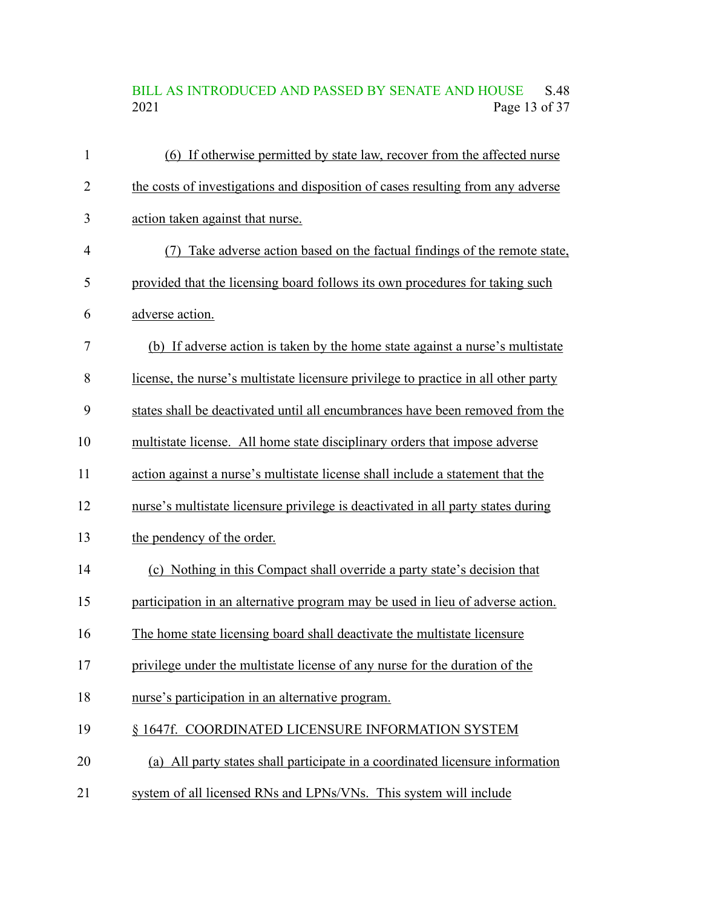(6) If otherwise permitted by state law, recover from the affected nurse the costs of investigations and disposition of cases resulting from any adverse action taken against that nurse.

(7) Take adverse action based on the factual findings of the remote state, provided that the licensing board follows its own procedures for taking such adverse action.

(b) If adverse action is taken by the home state against a nurse's multistate license, the nurse's multistate licensure privilege to practice in all other party states shall be deactivated until all encumbrances have been removed from the multistate license. All home state disciplinary orders that impose adverse action against a nurse's multistate license shall include a statement that the nurse's multistate licensure privilege is deactivated in all party states during the pendency of the order.

(c) Nothing in this Compact shall override a party state's decision that participation in an alternative program may be used in lieu of adverse action. The home state licensing board shall deactivate the multistate licensure privilege under the multistate license of any nurse for the duration of the nurse's participation in an alternative program.

§ 1647f. COORDINATED LICENSURE INFORMATION SYSTEM

(a) All party states shall participate in a coordinated licensure information system of all licensed RNs and LPNs/VNs. This system will include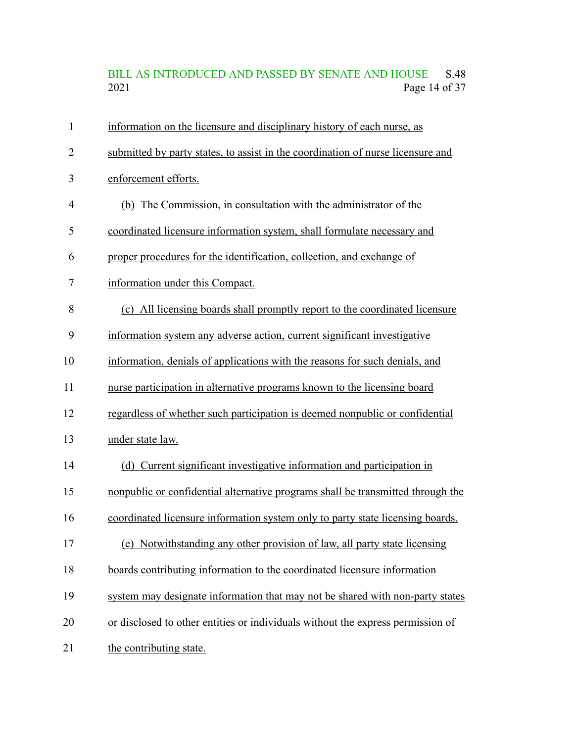information on the licensure and disciplinary history of each nurse, as submitted by party states, to assist in the coordination of nurse licensure and enforcement efforts.

(b) The Commission, in consultation with the administrator of the coordinated licensure information system, shall formulate necessary and proper procedures for the identification, collection, and exchange of information under this Compact.

(c) All licensing boards shall promptly report to the coordinated licensure information system any adverse action, current significant investigative information, denials of applications with the reasons for such denials, and nurse participation in alternative programs known to the licensing board regardless of whether such participation is deemed nonpublic or confidential under state law.

(d) Current significant investigative information and participation in nonpublic or confidential alternative programs shall be transmitted through the coordinated licensure information system only to party state licensing boards.

(e) Notwithstanding any other provision of law, all party state licensing boards contributing information to the coordinated licensure information system may designate information that may not be shared with non-party states or disclosed to other entities or individuals without the express permission of the contributing state.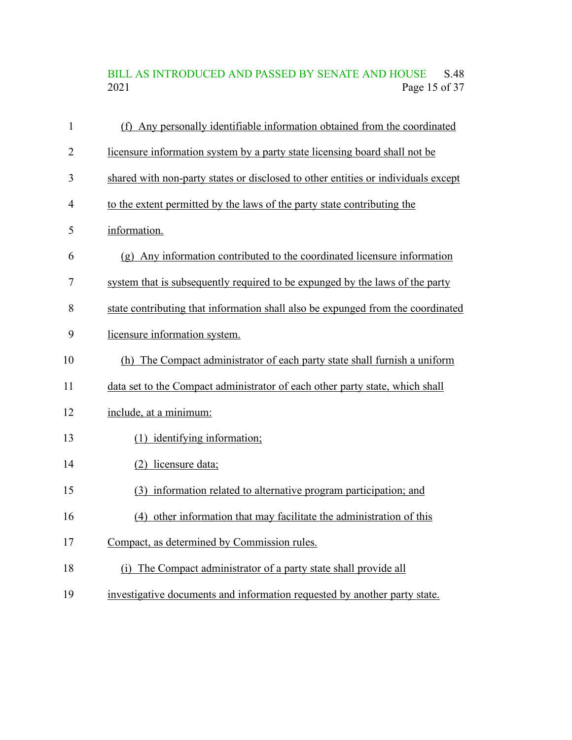(f) Any personally identifiable information obtained from the coordinated licensure information system by a party state licensing board shall not be shared with non-party states or disclosed to other entities or individuals except to the extent permitted by the laws of the party state contributing the information.

(g) Any information contributed to the coordinated licensure information system that is subsequently required to be expunged by the laws of the party state contributing that information shall also be expunged from the coordinated licensure information system.

(h) The Compact administrator of each party state shall furnish a uniform data set to the Compact administrator of each other party state, which shall include, at a minimum:

(1) identifying information;

(2) licensure data;

(3) information related to alternative program participation; and

(4) other information that may facilitate the administration of this Compact, as determined by Commission rules.

(i) The Compact administrator of a party state shall provide all investigative documents and information requested by another party state.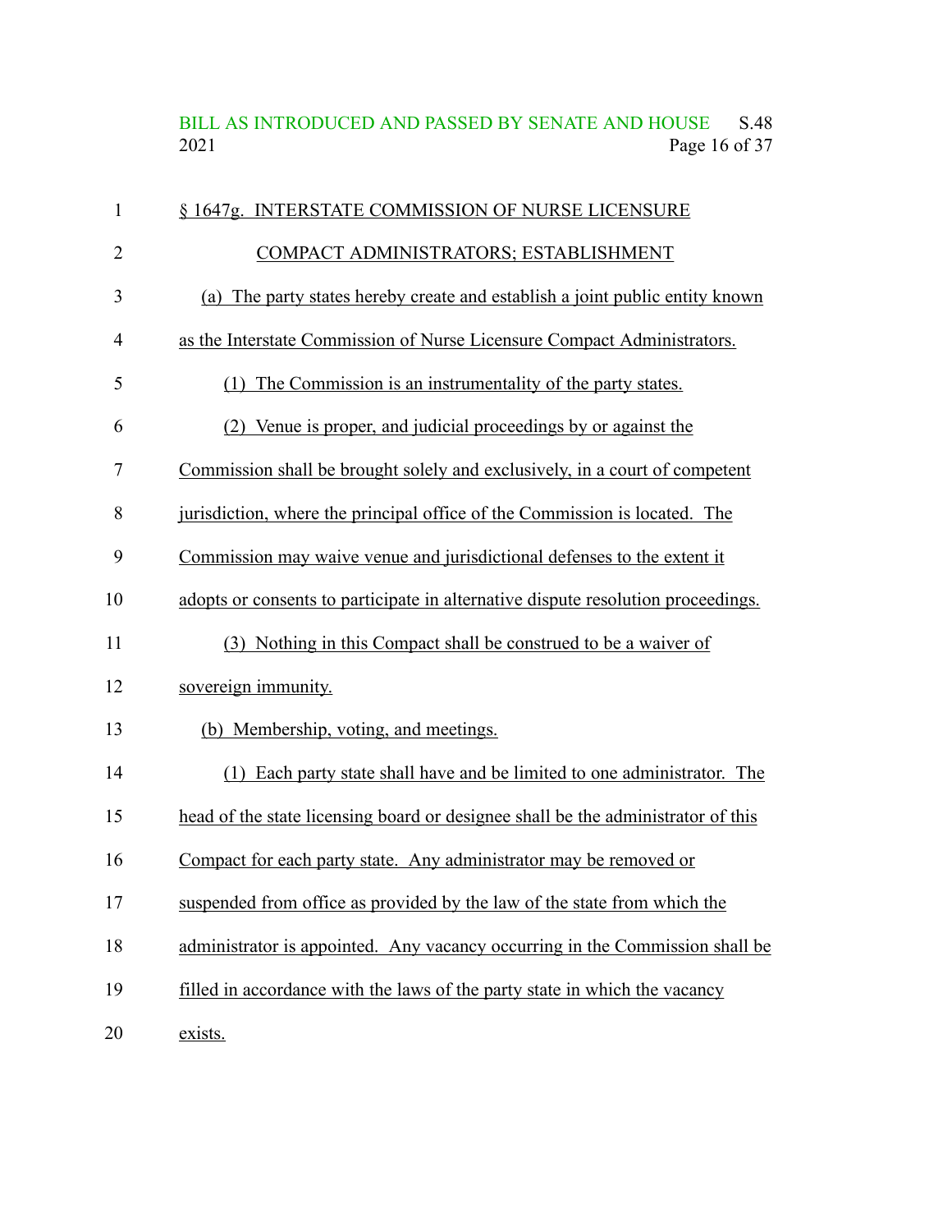§ 1647g. INTERSTATE COMMISSION OF NURSE LICENSURE COMPACT ADMINISTRATORS; ESTABLISHMENT

(a) The party states hereby create and establish a joint public entity known as the Interstate Commission of Nurse Licensure Compact Administrators.

(1) The Commission is an instrumentality of the party states.

(2) Venue is proper, and judicial proceedings by or against the Commission shall be brought solely and exclusively, in a court of competent jurisdiction, where the principal office of the Commission is located. The Commission may waive venue and jurisdictional defenses to the extent it adopts or consents to participate in alternative dispute resolution proceedings.

(3) Nothing in this Compact shall be construed to be a waiver of sovereign immunity.

(b) Membership, voting, and meetings.

(1) Each party state shall have and be limited to one administrator. The head of the state licensing board or designee shall be the administrator of this Compact for each party state. Any administrator may be removed or suspended from office as provided by the law of the state from which the administrator is appointed. Any vacancy occurring in the Commission shall be filled in accordance with the laws of the party state in which the vacancy exists.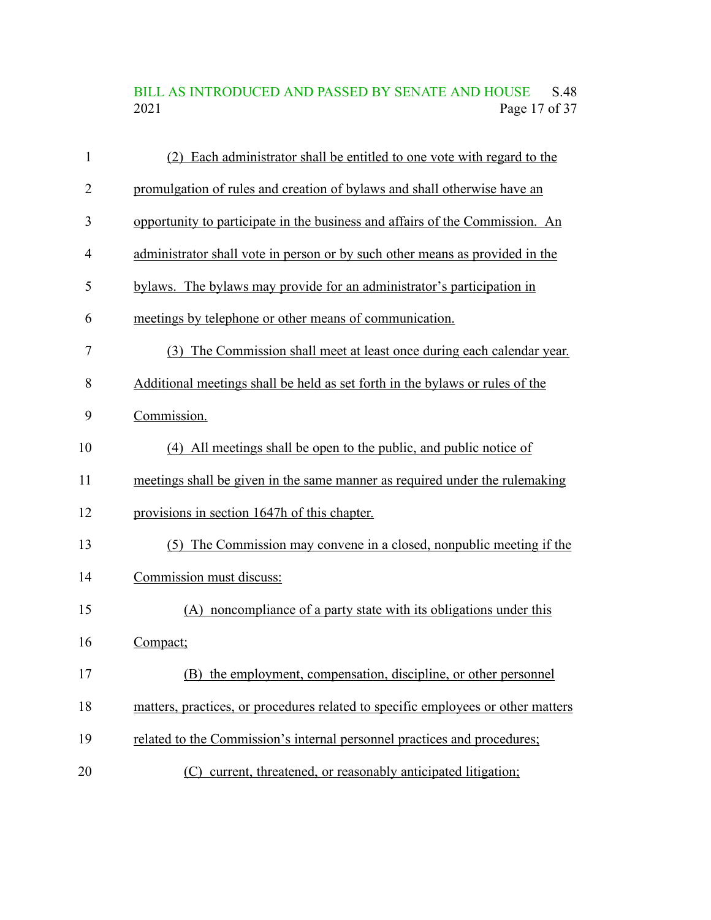(2) Each administrator shall be entitled to one vote with regard to the promulgation of rules and creation of bylaws and shall otherwise have an opportunity to participate in the business and affairs of the Commission. An administrator shall vote in person or by such other means as provided in the bylaws. The bylaws may provide for an administrator's participation in meetings by telephone or other means of communication.

(3) The Commission shall meet at least once during each calendar year. Additional meetings shall be held as set forth in the bylaws or rules of the Commission.

(4) All meetings shall be open to the public, and public notice of meetings shall be given in the same manner as required under the rulemaking provisions in section 1647h of this chapter.

(5) The Commission may convene in a closed, nonpublic meeting if the Commission must discuss:

(A) noncompliance of a party state with its obligations under this Compact;

(B) the employment, compensation, discipline, or other personnel matters, practices, or procedures related to specific employees or other matters related to the Commission's internal personnel practices and procedures;

(C) current, threatened, or reasonably anticipated litigation;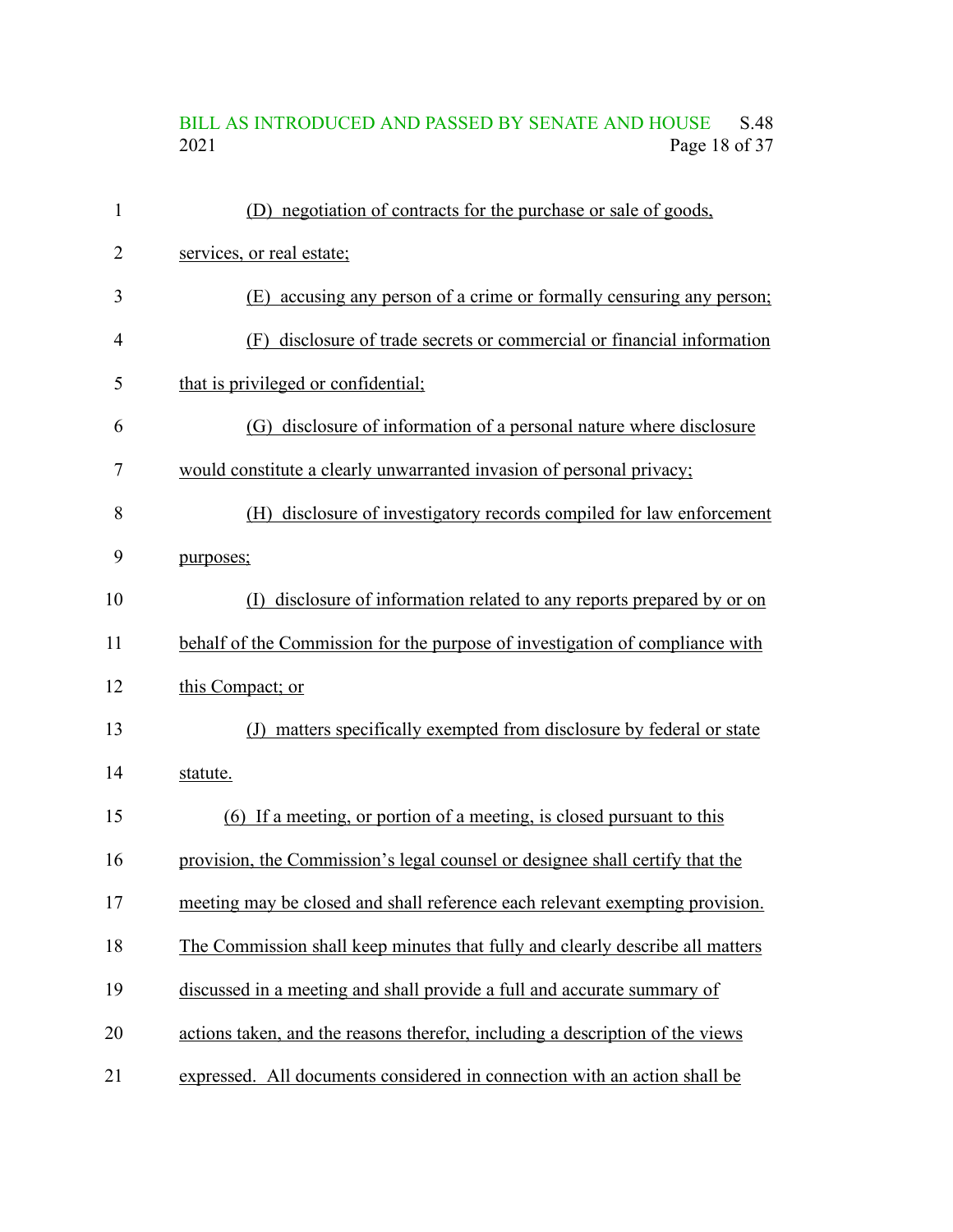(D) negotiation of contracts for the purchase or sale of goods, services, or real estate;

(E) accusing any person of a crime or formally censuring any person;

(F) disclosure of trade secrets or commercial or financial information that is privileged or confidential;

(G) disclosure of information of a personal nature where disclosure would constitute a clearly unwarranted invasion of personal privacy;

(H) disclosure of investigatory records compiled for law enforcement purposes;

(I) disclosure of information related to any reports prepared by or on behalf of the Commission for the purpose of investigation of compliance with this Compact; or

(J) matters specifically exempted from disclosure by federal or state statute.

(6) If a meeting, or portion of a meeting, is closed pursuant to this provision, the Commission's legal counsel or designee shall certify that the meeting may be closed and shall reference each relevant exempting provision. The Commission shall keep minutes that fully and clearly describe all matters discussed in a meeting and shall provide a full and accurate summary of actions taken, and the reasons therefor, including a description of the views expressed. All documents considered in connection with an action shall be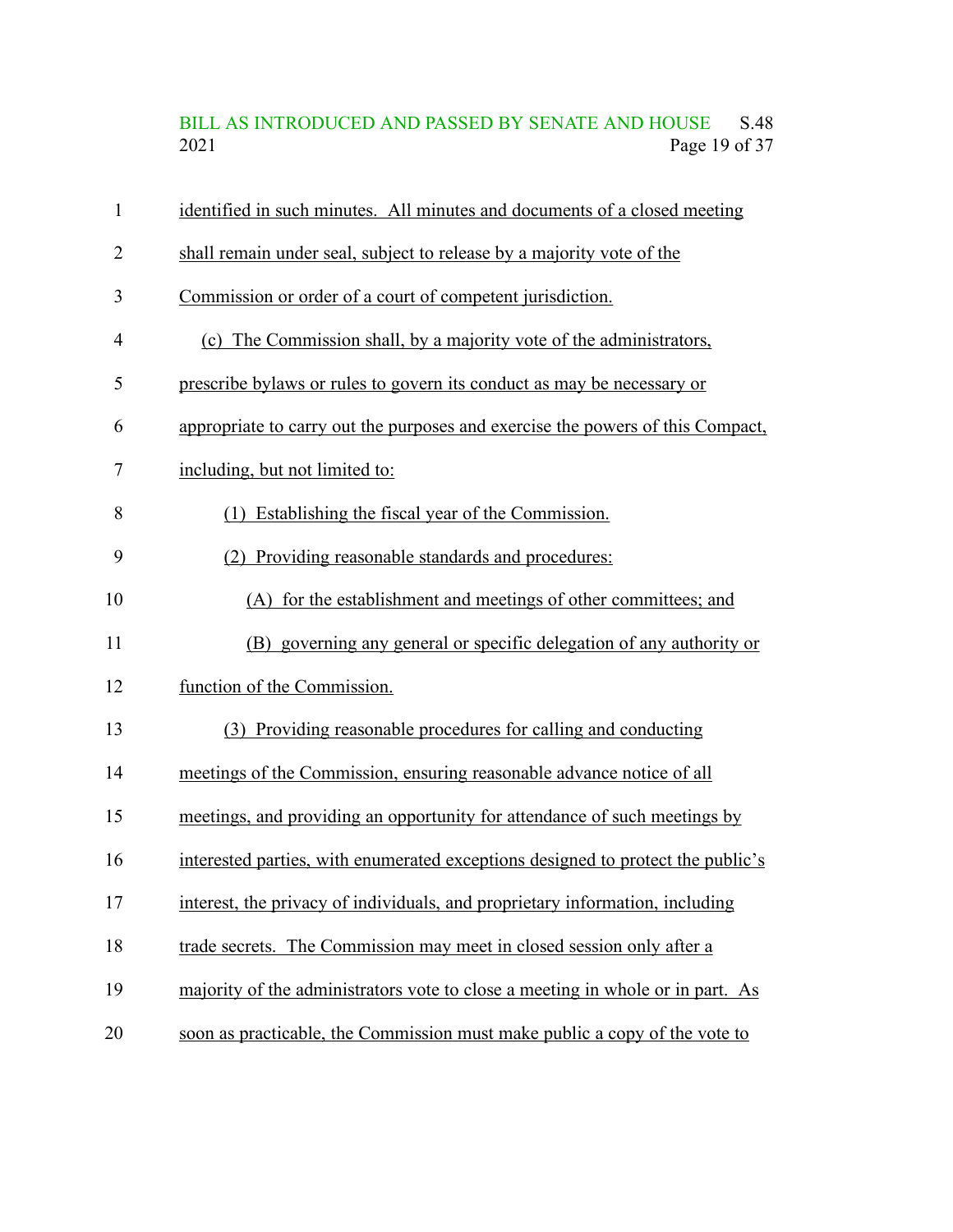identified in such minutes. All minutes and documents of a closed meeting shall remain under seal, subject to release by a majority vote of the Commission or order of a court of competent jurisdiction.

(c) The Commission shall, by a majority vote of the administrators, prescribe bylaws or rules to govern its conduct as may be necessary or appropriate to carry out the purposes and exercise the powers of this Compact, including, but not limited to:

(1) Establishing the fiscal year of the Commission.

(2) Providing reasonable standards and procedures:

(A) for the establishment and meetings of other committees; and

(B) governing any general or specific delegation of any authority or function of the Commission.

(3) Providing reasonable procedures for calling and conducting meetings of the Commission, ensuring reasonable advance notice of all meetings, and providing an opportunity for attendance of such meetings by interested parties, with enumerated exceptions designed to protect the public's interest, the privacy of individuals, and proprietary information, including trade secrets. The Commission may meet in closed session only after a majority of the administrators vote to close a meeting in whole or in part. As soon as practicable, the Commission must make public a copy of the vote to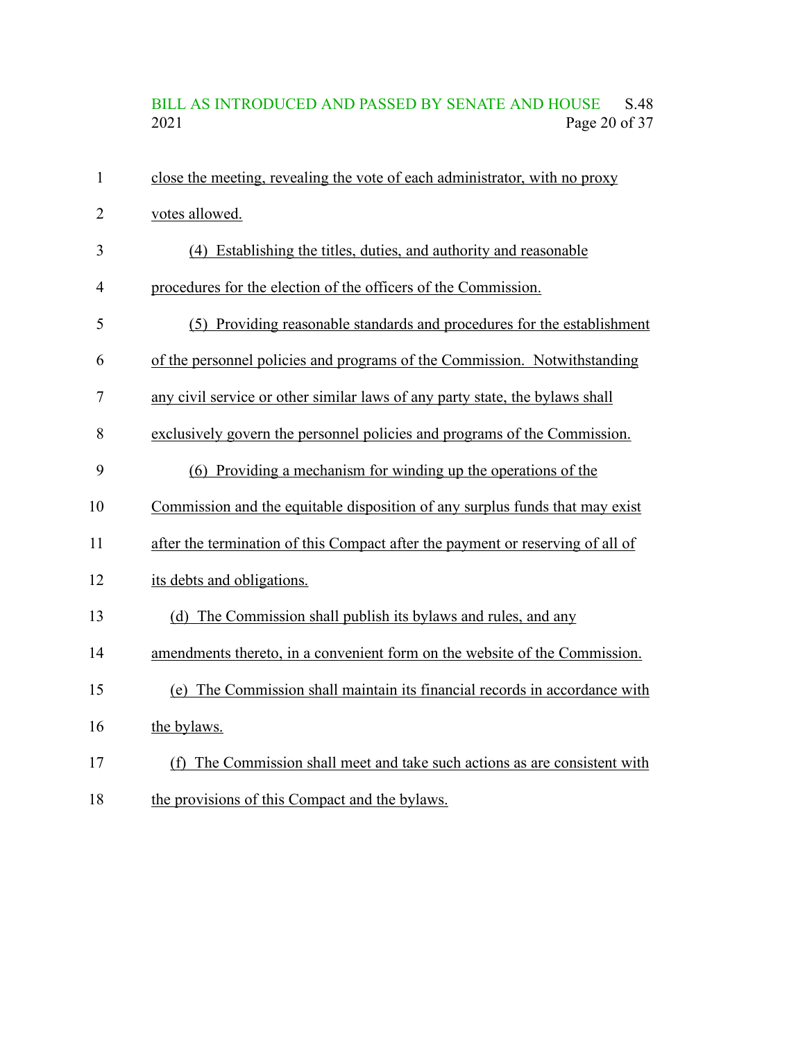close the meeting, revealing the vote of each administrator, with no proxy votes allowed.

(4) Establishing the titles, duties, and authority and reasonable procedures for the election of the officers of the Commission.

(5) Providing reasonable standards and procedures for the establishment of the personnel policies and programs of the Commission. Notwithstanding any civil service or other similar laws of any party state, the bylaws shall exclusively govern the personnel policies and programs of the Commission.

(6) Providing a mechanism for winding up the operations of the Commission and the equitable disposition of any surplus funds that may exist after the termination of this Compact after the payment or reserving of all of its debts and obligations.

(d) The Commission shall publish its bylaws and rules, and any amendments thereto, in a convenient form on the website of the Commission.

(e) The Commission shall maintain its financial records in accordance with the bylaws.

(f) The Commission shall meet and take such actions as are consistent with the provisions of this Compact and the bylaws.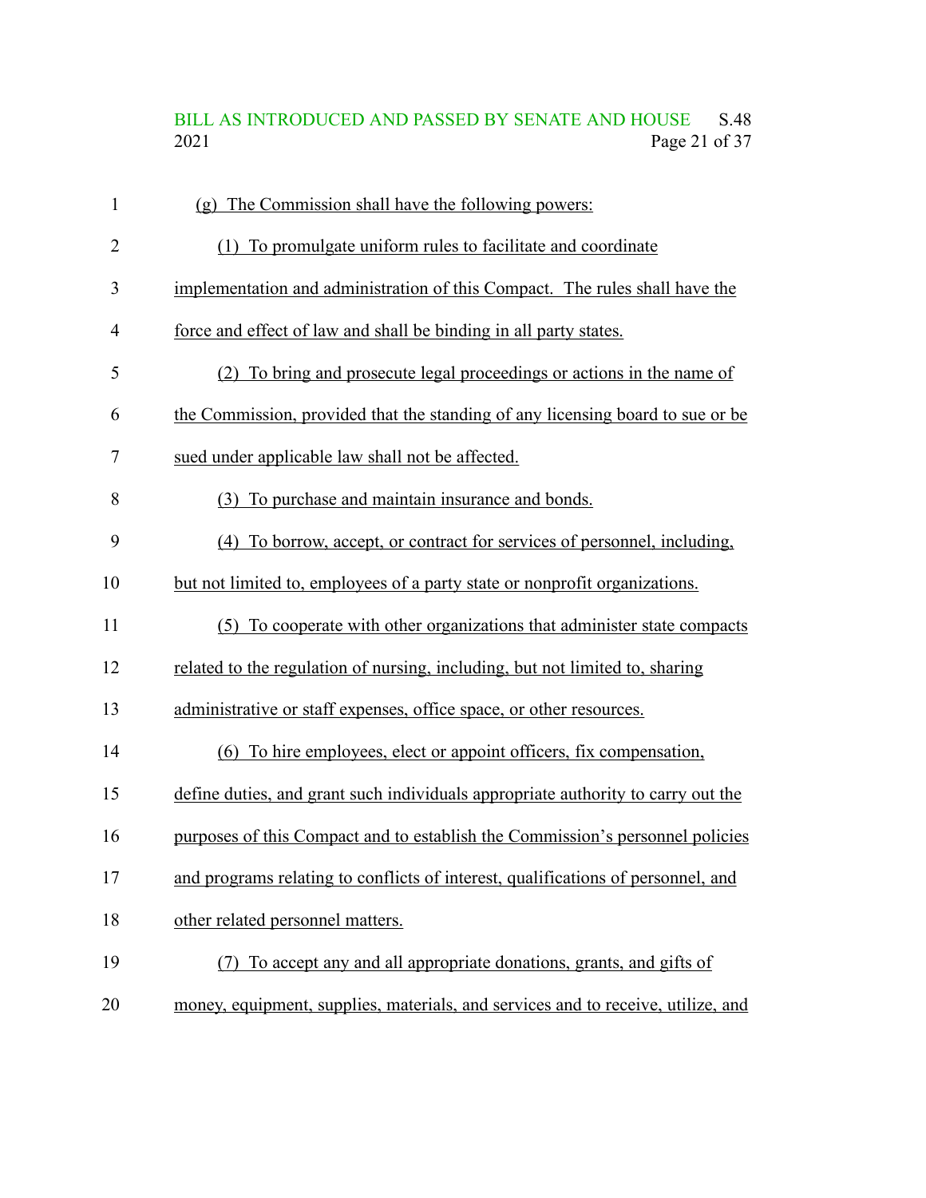(g) The Commission shall have the following powers:

(1) To promulgate uniform rules to facilitate and coordinate implementation and administration of this Compact. The rules shall have the force and effect of law and shall be binding in all party states.

(2) To bring and prosecute legal proceedings or actions in the name of the Commission, provided that the standing of any licensing board to sue or be sued under applicable law shall not be affected.

(3) To purchase and maintain insurance and bonds.

(4) To borrow, accept, or contract for services of personnel, including, but not limited to, employees of a party state or nonprofit organizations.

(5) To cooperate with other organizations that administer state compacts related to the regulation of nursing, including, but not limited to, sharing administrative or staff expenses, office space, or other resources.

(6) To hire employees, elect or appoint officers, fix compensation, define duties, and grant such individuals appropriate authority to carry out the purposes of this Compact and to establish the Commission's personnel policies and programs relating to conflicts of interest, qualifications of personnel, and other related personnel matters.

(7) To accept any and all appropriate donations, grants, and gifts of money, equipment, supplies, materials, and services and to receive, utilize, and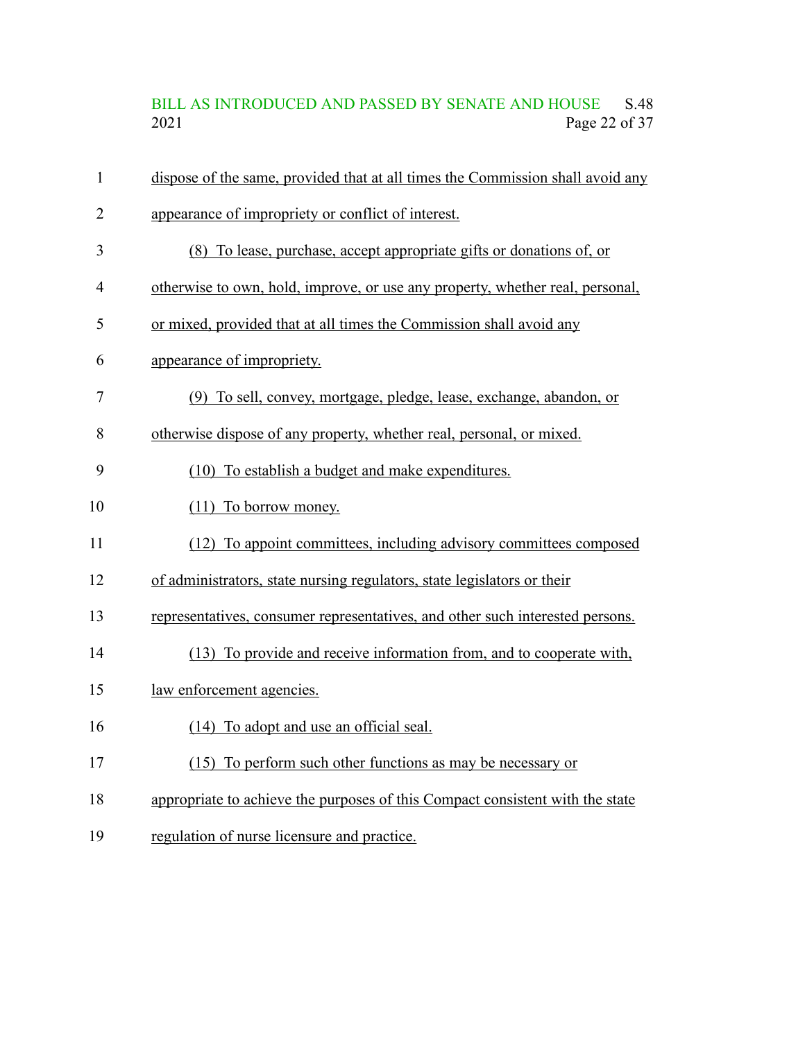dispose of the same, provided that at all times the Commission shall avoid any appearance of impropriety or conflict of interest.

(8) To lease, purchase, accept appropriate gifts or donations of, or otherwise to own, hold, improve, or use any property, whether real, personal, or mixed, provided that at all times the Commission shall avoid any appearance of impropriety.

(9) To sell, convey, mortgage, pledge, lease, exchange, abandon, or otherwise dispose of any property, whether real, personal, or mixed.

(10) To establish a budget and make expenditures.

(11) To borrow money.

(12) To appoint committees, including advisory committees composed of administrators, state nursing regulators, state legislators or their representatives, consumer representatives, and other such interested persons.

(13) To provide and receive information from, and to cooperate with, law enforcement agencies.

(14) To adopt and use an official seal.

(15) To perform such other functions as may be necessary or appropriate to achieve the purposes of this Compact consistent with the state regulation of nurse licensure and practice.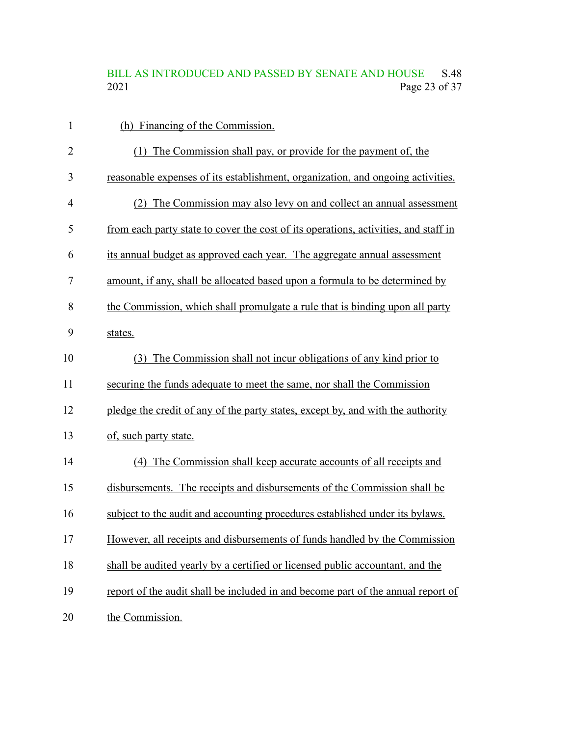(h) Financing of the Commission.

(1) The Commission shall pay, or provide for the payment of, the reasonable expenses of its establishment, organization, and ongoing activities.

(2) The Commission may also levy on and collect an annual assessment from each party state to cover the cost of its operations, activities, and staff in its annual budget as approved each year. The aggregate annual assessment amount, if any, shall be allocated based upon a formula to be determined by the Commission, which shall promulgate a rule that is binding upon all party states.

(3) The Commission shall not incur obligations of any kind prior to securing the funds adequate to meet the same, nor shall the Commission pledge the credit of any of the party states, except by, and with the authority of, such party state.

(4) The Commission shall keep accurate accounts of all receipts and disbursements. The receipts and disbursements of the Commission shall be subject to the audit and accounting procedures established under its bylaws. However, all receipts and disbursements of funds handled by the Commission shall be audited yearly by a certified or licensed public accountant, and the report of the audit shall be included in and become part of the annual report of the Commission.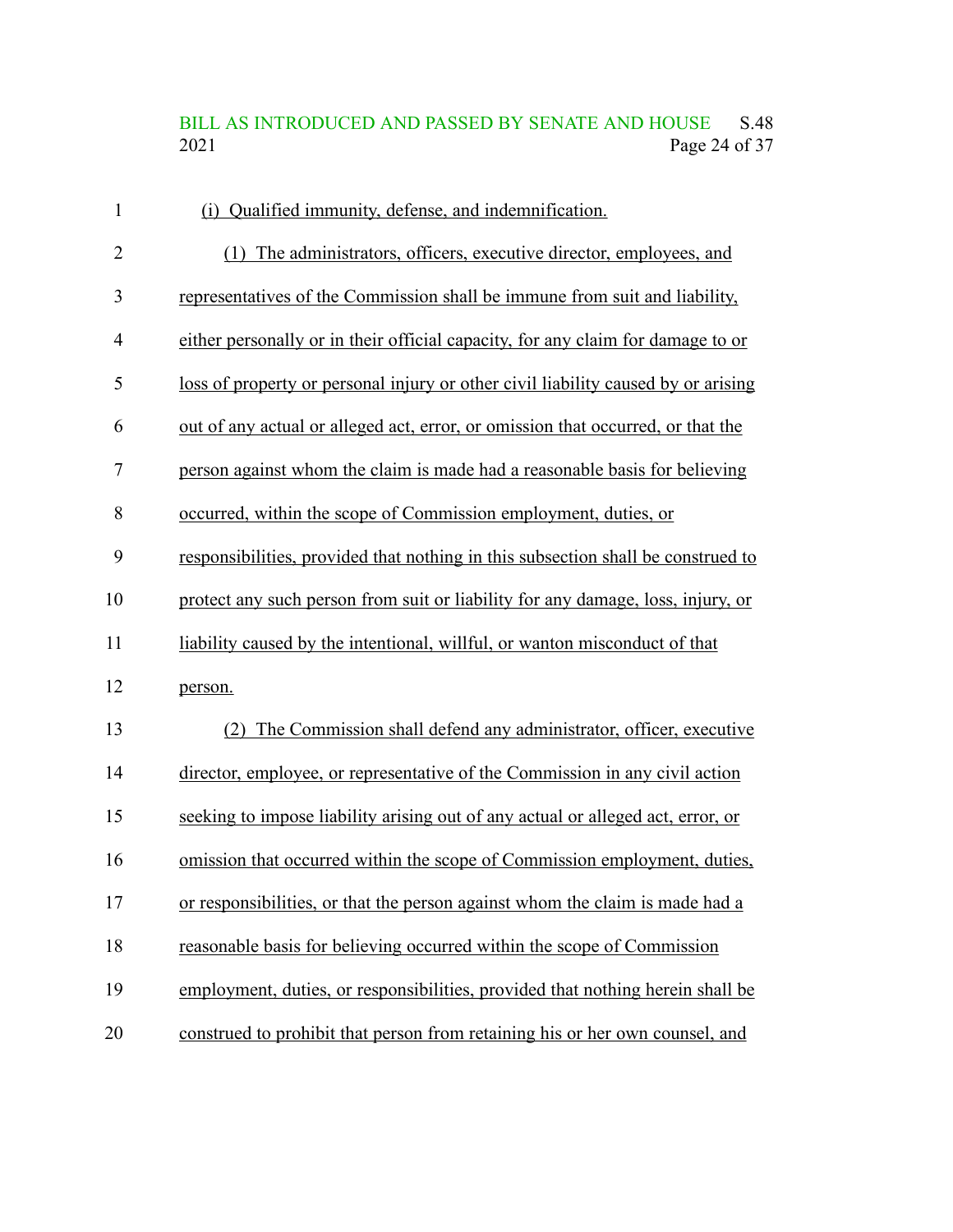(i) Qualified immunity, defense, and indemnification.

(1) The administrators, officers, executive director, employees, and representatives of the Commission shall be immune from suit and liability, either personally or in their official capacity, for any claim for damage to or loss of property or personal injury or other civil liability caused by or arising out of any actual or alleged act, error, or omission that occurred, or that the person against whom the claim is made had a reasonable basis for believing occurred, within the scope of Commission employment, duties, or responsibilities, provided that nothing in this subsection shall be construed to protect any such person from suit or liability for any damage, loss, injury, or liability caused by the intentional, willful, or wanton misconduct of that person.

(2) The Commission shall defend any administrator, officer, executive director, employee, or representative of the Commission in any civil action seeking to impose liability arising out of any actual or alleged act, error, or omission that occurred within the scope of Commission employment, duties, or responsibilities, or that the person against whom the claim is made had a reasonable basis for believing occurred within the scope of Commission employment, duties, or responsibilities, provided that nothing herein shall be construed to prohibit that person from retaining his or her own counsel, and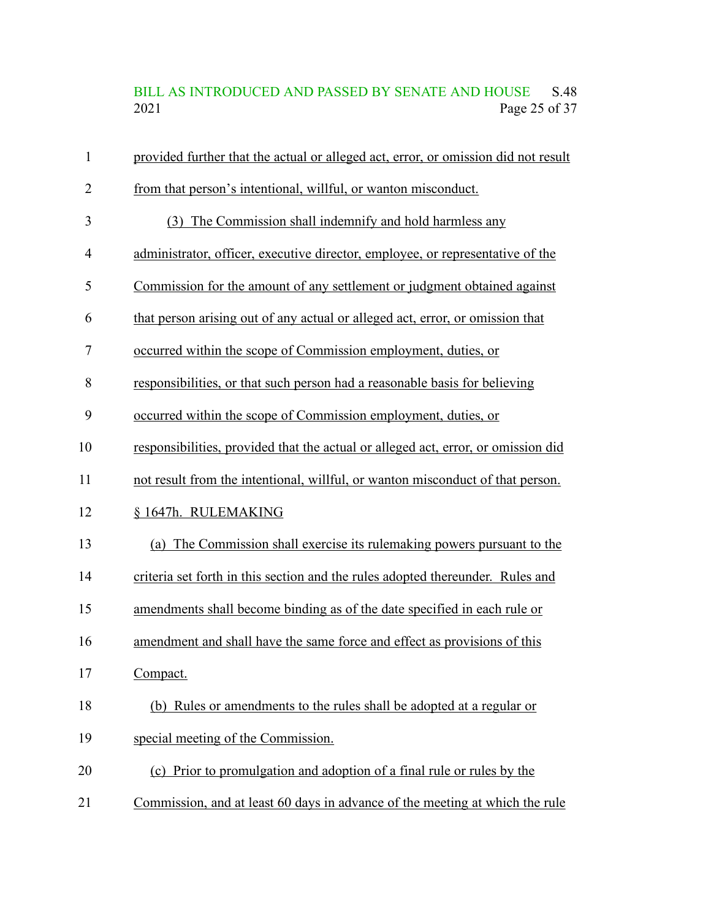provided further that the actual or alleged act, error, or omission did not result from that person's intentional, willful, or wanton misconduct.

(3) The Commission shall indemnify and hold harmless any administrator, officer, executive director, employee, or representative of the Commission for the amount of any settlement or judgment obtained against that person arising out of any actual or alleged act, error, or omission that occurred within the scope of Commission employment, duties, or responsibilities, or that such person had a reasonable basis for believing occurred within the scope of Commission employment, duties, or responsibilities, provided that the actual or alleged act, error, or omission did not result from the intentional, willful, or wanton misconduct of that person.

§ 1647h. RULEMAKING

(a) The Commission shall exercise its rulemaking powers pursuant to the criteria set forth in this section and the rules adopted thereunder. Rules and amendments shall become binding as of the date specified in each rule or amendment and shall have the same force and effect as provisions of this Compact.

(b) Rules or amendments to the rules shall be adopted at a regular or special meeting of the Commission.

(c) Prior to promulgation and adoption of a final rule or rules by the Commission, and at least 60 days in advance of the meeting at which the rule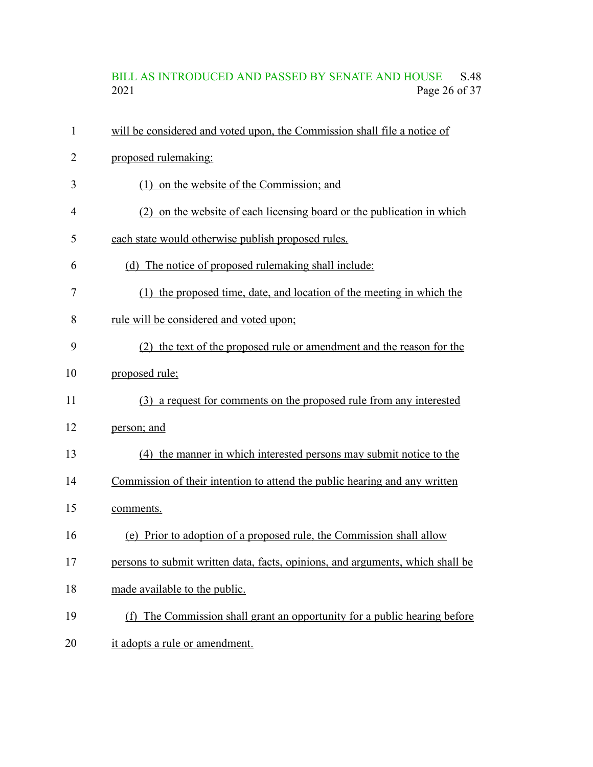will be considered and voted upon, the Commission shall file a notice of proposed rulemaking:

(1) on the website of the Commission; and

(2) on the website of each licensing board or the publication in which each state would otherwise publish proposed rules.

(d) The notice of proposed rulemaking shall include:

(1) the proposed time, date, and location of the meeting in which the rule will be considered and voted upon;

(2) the text of the proposed rule or amendment and the reason for the proposed rule;

(3) a request for comments on the proposed rule from any interested person; and

(4) the manner in which interested persons may submit notice to the Commission of their intention to attend the public hearing and any written comments.

(e) Prior to adoption of a proposed rule, the Commission shall allow persons to submit written data, facts, opinions, and arguments, which shall be made available to the public.

(f) The Commission shall grant an opportunity for a public hearing before it adopts a rule or amendment.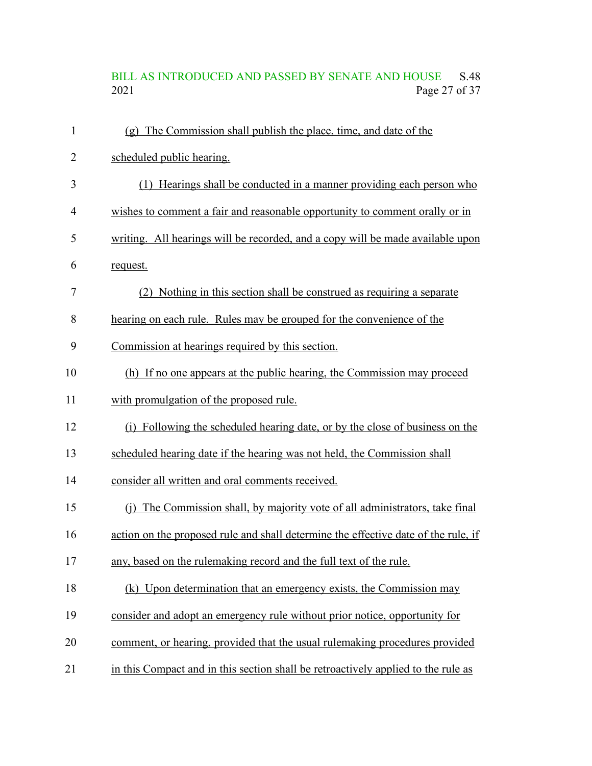(g) The Commission shall publish the place, time, and date of the scheduled public hearing.

(1) Hearings shall be conducted in a manner providing each person who wishes to comment a fair and reasonable opportunity to comment orally or in writing. All hearings will be recorded, and a copy will be made available upon request.

(2) Nothing in this section shall be construed as requiring a separate hearing on each rule. Rules may be grouped for the convenience of the Commission at hearings required by this section.

(h) If no one appears at the public hearing, the Commission may proceed with promulgation of the proposed rule.

(i) Following the scheduled hearing date, or by the close of business on the scheduled hearing date if the hearing was not held, the Commission shall consider all written and oral comments received.

(j) The Commission shall, by majority vote of all administrators, take final action on the proposed rule and shall determine the effective date of the rule, if any, based on the rulemaking record and the full text of the rule.

(k) Upon determination that an emergency exists, the Commission may consider and adopt an emergency rule without prior notice, opportunity for comment, or hearing, provided that the usual rulemaking procedures provided in this Compact and in this section shall be retroactively applied to the rule as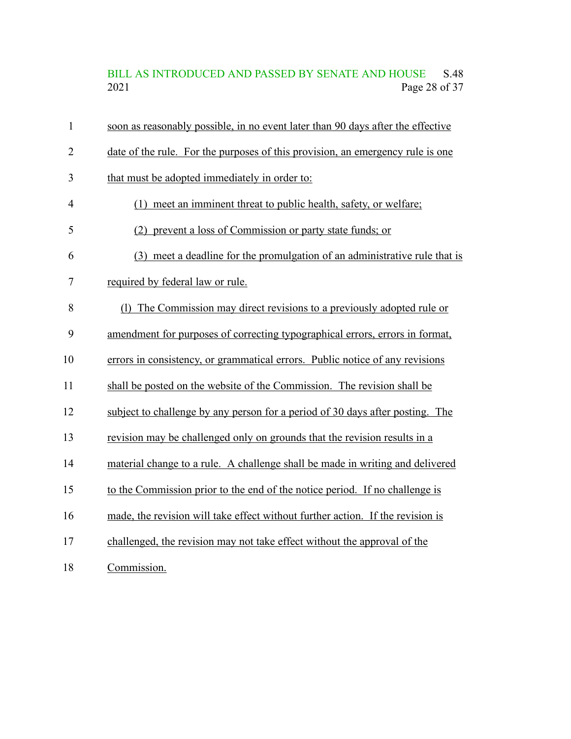soon as reasonably possible, in no event later than 90 days after the effective date of the rule. For the purposes of this provision, an emergency rule is one that must be adopted immediately in order to:

(1) meet an imminent threat to public health, safety, or welfare;

(2) prevent a loss of Commission or party state funds; or

(3) meet a deadline for the promulgation of an administrative rule that is required by federal law or rule.

(l) The Commission may direct revisions to a previously adopted rule or amendment for purposes of correcting typographical errors, errors in format, errors in consistency, or grammatical errors. Public notice of any revisions shall be posted on the website of the Commission. The revision shall be subject to challenge by any person for a period of 30 days after posting. The revision may be challenged only on grounds that the revision results in a material change to a rule. A challenge shall be made in writing and delivered to the Commission prior to the end of the notice period. If no challenge is made, the revision will take effect without further action. If the revision is challenged, the revision may not take effect without the approval of the Commission.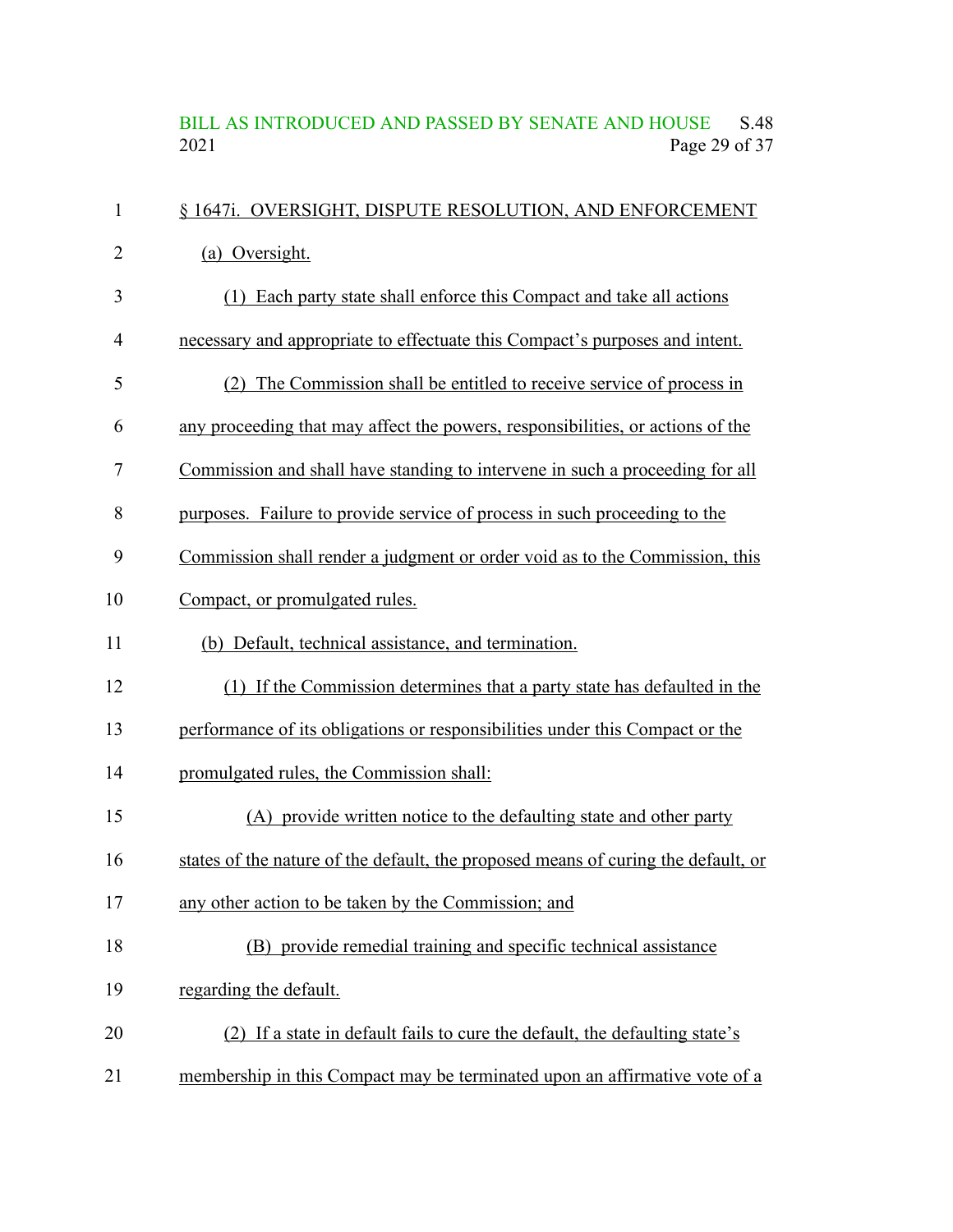§ 1647i. OVERSIGHT, DISPUTE RESOLUTION, AND ENFORCEMENT

(a) Oversight.

(1) Each party state shall enforce this Compact and take all actions necessary and appropriate to effectuate this Compact's purposes and intent.

(2) The Commission shall be entitled to receive service of process in any proceeding that may affect the powers, responsibilities, or actions of the Commission and shall have standing to intervene in such a proceeding for all purposes. Failure to provide service of process in such proceeding to the Commission shall render a judgment or order void as to the Commission, this Compact, or promulgated rules.

(b) Default, technical assistance, and termination.

(1) If the Commission determines that a party state has defaulted in the performance of its obligations or responsibilities under this Compact or the promulgated rules, the Commission shall:

(A) provide written notice to the defaulting state and other party states of the nature of the default, the proposed means of curing the default, or any other action to be taken by the Commission; and

(B) provide remedial training and specific technical assistance regarding the default.

(2) If a state in default fails to cure the default, the defaulting state's membership in this Compact may be terminated upon an affirmative vote of a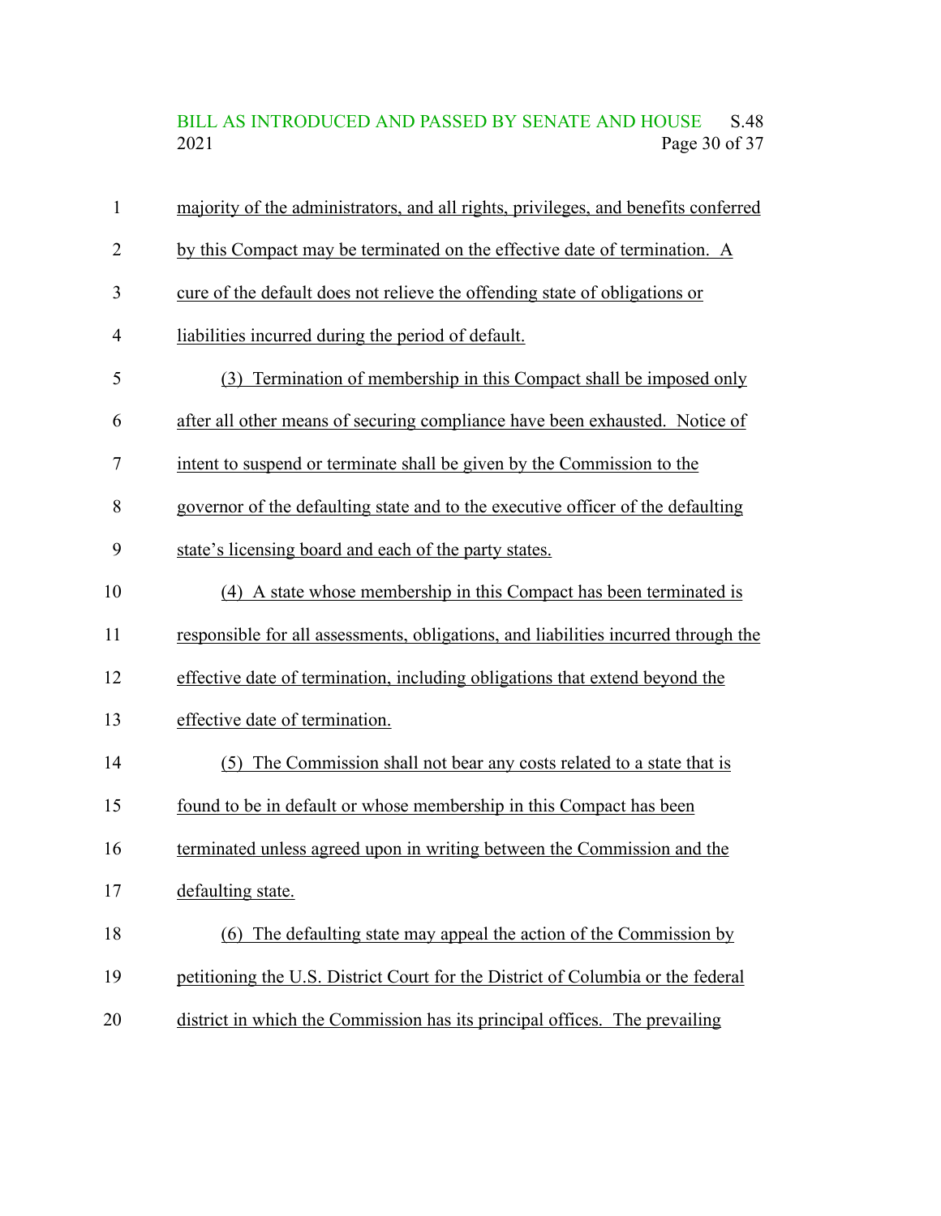majority of the administrators, and all rights, privileges, and benefits conferred by this Compact may be terminated on the effective date of termination. A cure of the default does not relieve the offending state of obligations or liabilities incurred during the period of default.

(3) Termination of membership in this Compact shall be imposed only after all other means of securing compliance have been exhausted. Notice of intent to suspend or terminate shall be given by the Commission to the governor of the defaulting state and to the executive officer of the defaulting state's licensing board and each of the party states.

(4) A state whose membership in this Compact has been terminated is responsible for all assessments, obligations, and liabilities incurred through the effective date of termination, including obligations that extend beyond the effective date of termination.

(5) The Commission shall not bear any costs related to a state that is found to be in default or whose membership in this Compact has been terminated unless agreed upon in writing between the Commission and the defaulting state.

(6) The defaulting state may appeal the action of the Commission by petitioning the U.S. District Court for the District of Columbia or the federal district in which the Commission has its principal offices. The prevailing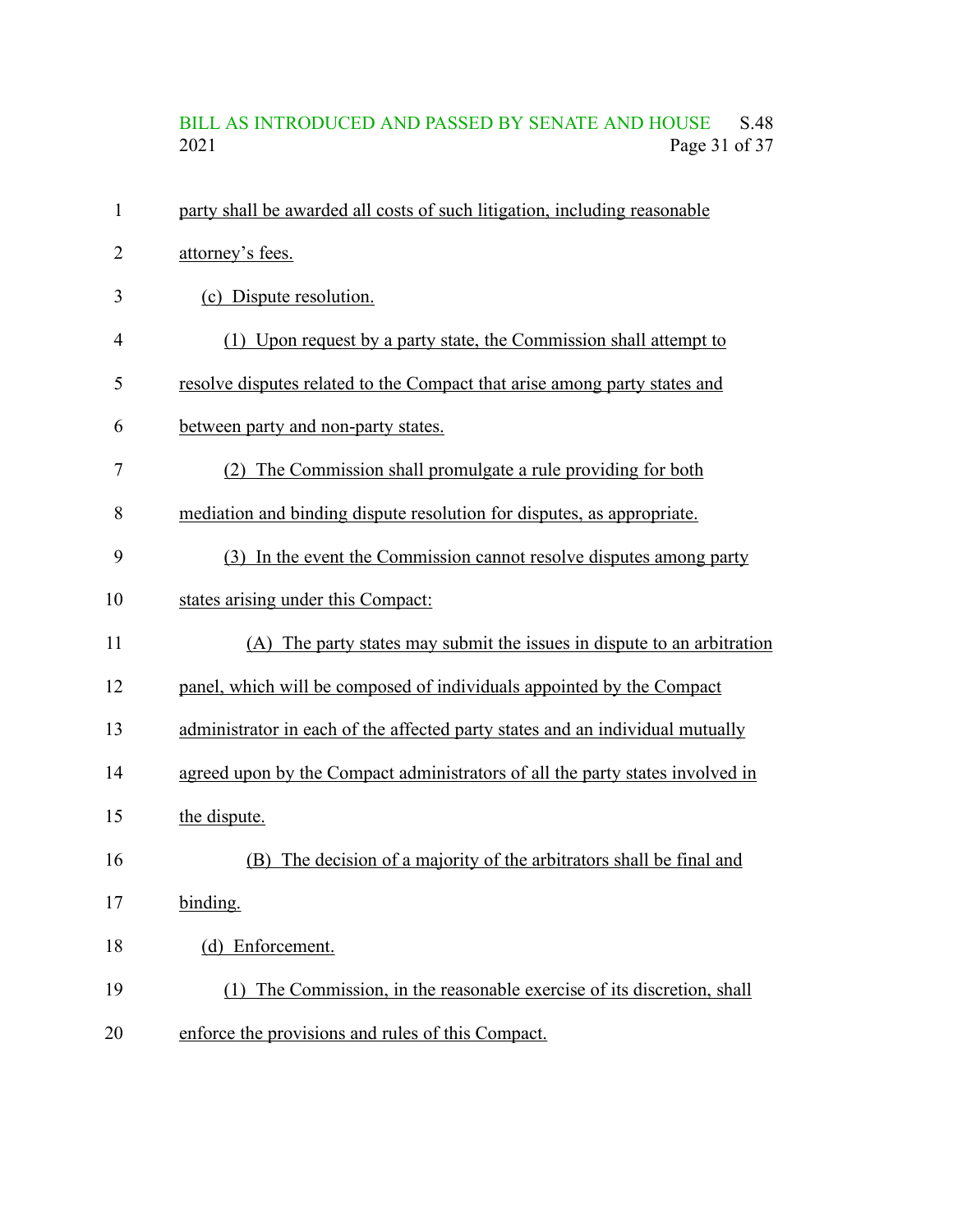party shall be awarded all costs of such litigation, including reasonable attorney's fees.

(c) Dispute resolution.

(1) Upon request by a party state, the Commission shall attempt to resolve disputes related to the Compact that arise among party states and between party and non-party states.

(2) The Commission shall promulgate a rule providing for both mediation and binding dispute resolution for disputes, as appropriate.

(3) In the event the Commission cannot resolve disputes among party states arising under this Compact:

(A) The party states may submit the issues in dispute to an arbitration panel, which will be composed of individuals appointed by the Compact administrator in each of the affected party states and an individual mutually agreed upon by the Compact administrators of all the party states involved in the dispute.

(B) The decision of a majority of the arbitrators shall be final and binding.

(d) Enforcement.

(1) The Commission, in the reasonable exercise of its discretion, shall enforce the provisions and rules of this Compact.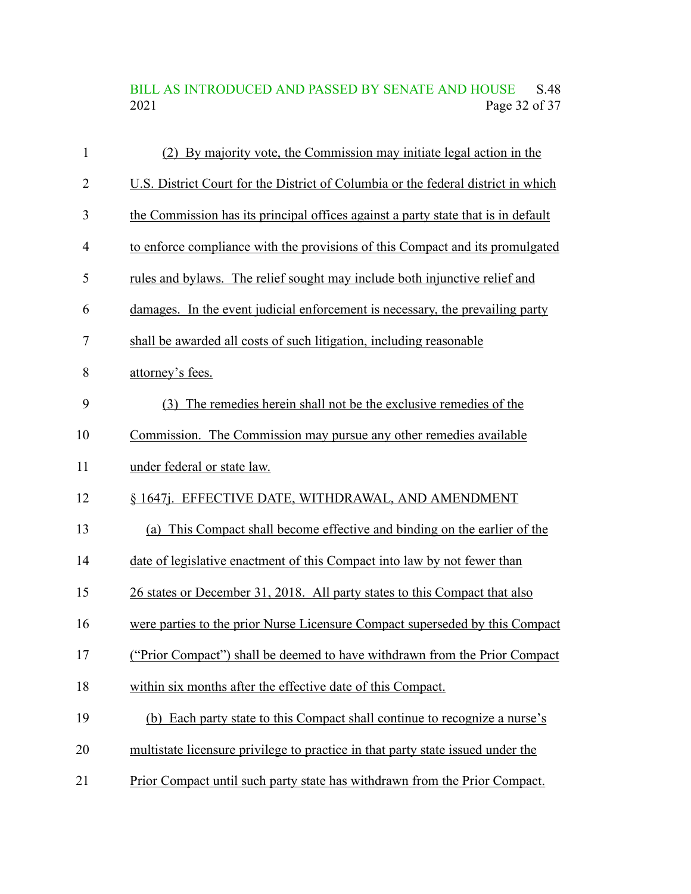(2) By majority vote, the Commission may initiate legal action in the U.S. District Court for the District of Columbia or the federal district in which the Commission has its principal offices against a party state that is in default to enforce compliance with the provisions of this Compact and its promulgated rules and bylaws. The relief sought may include both injunctive relief and damages. In the event judicial enforcement is necessary, the prevailing party shall be awarded all costs of such litigation, including reasonable attorney's fees.

(3) The remedies herein shall not be the exclusive remedies of the Commission. The Commission may pursue any other remedies available under federal or state law.

§ 1647j. EFFECTIVE DATE, WITHDRAWAL, AND AMENDMENT

(a) This Compact shall become effective and binding on the earlier of the date of legislative enactment of this Compact into law by not fewer than 26 states or December 31, 2018. All party states to this Compact that also were parties to the prior Nurse Licensure Compact superseded by this Compact ("Prior Compact") shall be deemed to have withdrawn from the Prior Compact within six months after the effective date of this Compact.

(b) Each party state to this Compact shall continue to recognize a nurse's multistate licensure privilege to practice in that party state issued under the Prior Compact until such party state has withdrawn from the Prior Compact.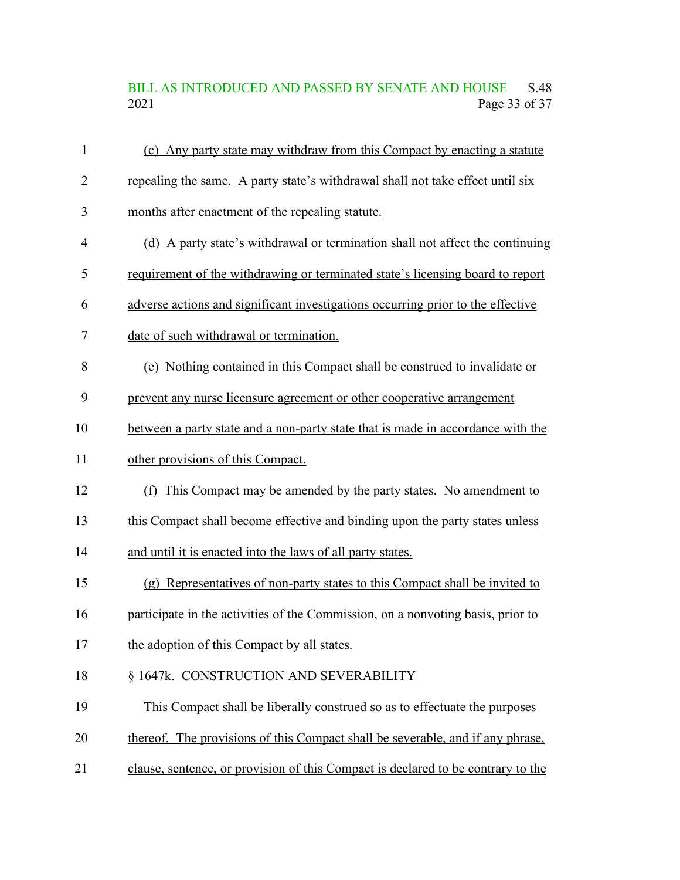(c) Any party state may withdraw from this Compact by enacting a statute repealing the same. A party state's withdrawal shall not take effect until six months after enactment of the repealing statute.

(d) A party state's withdrawal or termination shall not affect the continuing requirement of the withdrawing or terminated state's licensing board to report adverse actions and significant investigations occurring prior to the effective date of such withdrawal or termination.

(e) Nothing contained in this Compact shall be construed to invalidate or prevent any nurse licensure agreement or other cooperative arrangement between a party state and a non-party state that is made in accordance with the other provisions of this Compact.

(f) This Compact may be amended by the party states. No amendment to this Compact shall become effective and binding upon the party states unless and until it is enacted into the laws of all party states.

(g) Representatives of non-party states to this Compact shall be invited to participate in the activities of the Commission, on a nonvoting basis, prior to the adoption of this Compact by all states.

§ 1647k. CONSTRUCTION AND SEVERABILITY

This Compact shall be liberally construed so as to effectuate the purposes thereof. The provisions of this Compact shall be severable, and if any phrase, clause, sentence, or provision of this Compact is declared to be contrary to the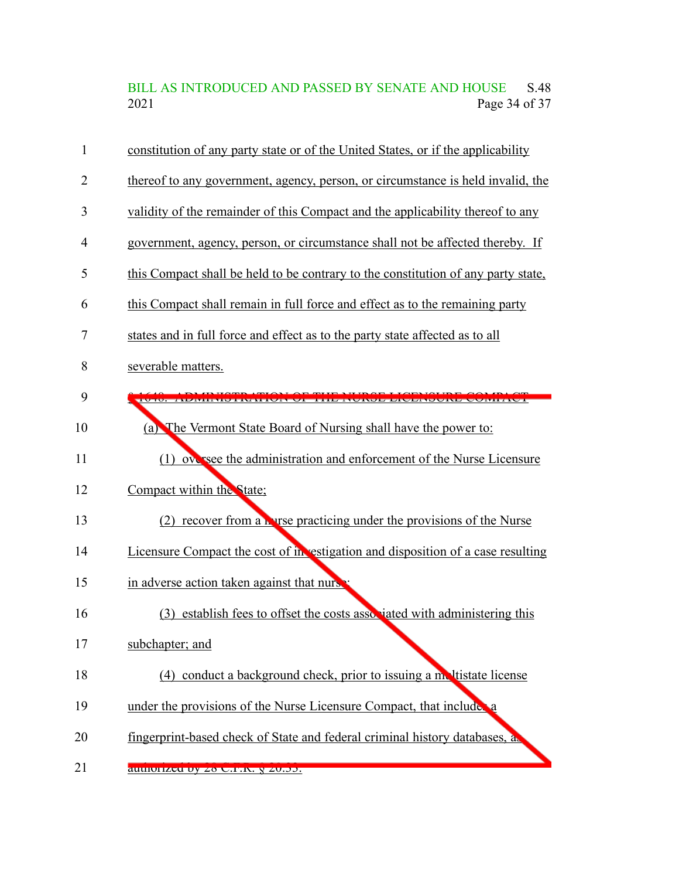constitution of any party state or of the United States, or if the applicability thereof to any government, agency, person, or circumstance is held invalid, the validity of the remainder of this Compact and the applicability thereof to any government, agency, person, or circumstance shall not be affected thereby. If this Compact shall be held to be contrary to the constitution of any party state, this Compact shall remain in full force and effect as to the remaining party states and in full force and effect as to the party state affected as to all severable matters.

§ 1648. ADMINISTRATION OF THE NURSE LICENSURE COMPACT

(a) The Vermont State Board of Nursing shall have the power to:

(1) oversee the administration and enforcement of the Nurse Licensure Compact within the State;

(2) recover from a nurse practicing under the provisions of the Nurse Licensure Compact the cost of investigation and disposition of a case resulting in adverse action taken against that nurse;

(3) establish fees to offset the costs associated with administering this subchapter; and

(4) conduct a background check, prior to issuing a multistate license under the provisions of the Nurse Licensure Compact, that includes a fingerprint-based check of State and federal criminal history databases, as authorized by 28 C.F.R. § 20.33.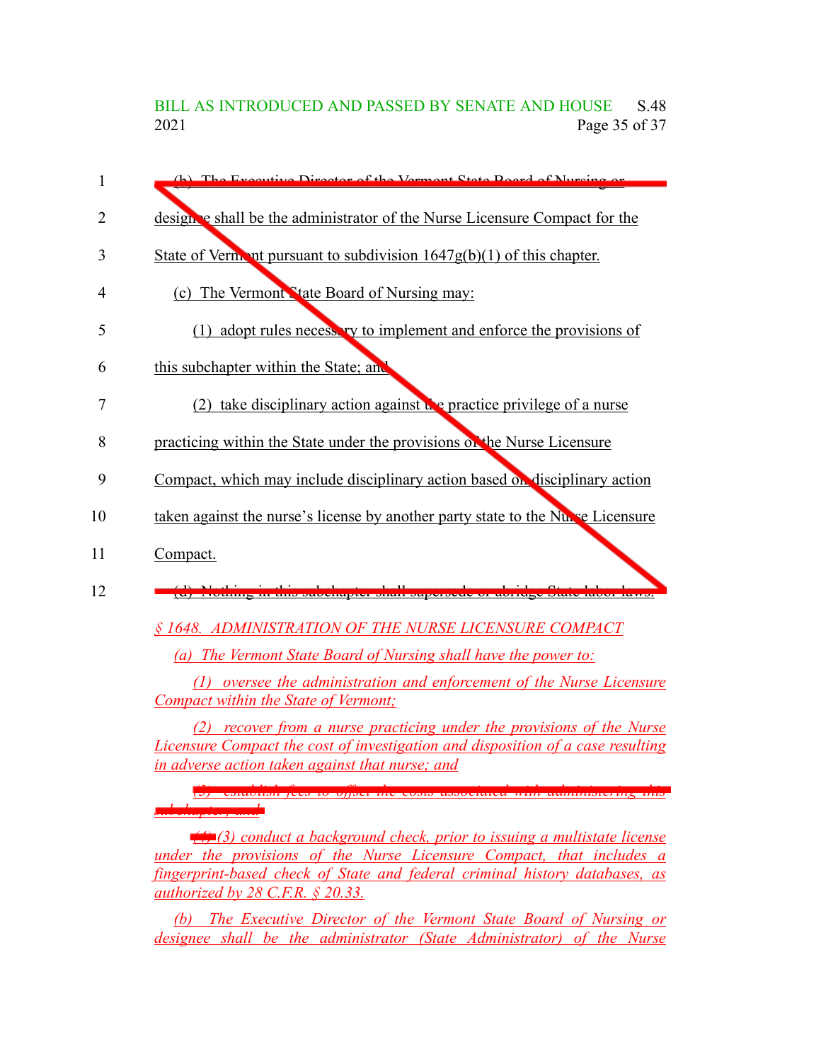(b) The Executive Director of the Vermont State Board of Nursing or designee shall be the administrator of the Nurse Licensure Compact for the State of Vermont pursuant to subdivision 1647g(b)(1) of this chapter.

(c) The Vermont State Board of Nursing may:

(1) adopt rules necessary to implement and enforce the provisions of this subchapter within the State; and

(2) take disciplinary action against the practice privilege of a nurse practicing within the State under the provisions of the Nurse Licensure Compact, which may include disciplinary action based on disciplinary action taken against the nurse's license by another party state to the Nurse Licensure Compact.

(d) Nothing in this subchapter shall supersede or abridge State labor laws.

*§ 1648. ADMINISTRATION OF THE NURSE LICENSURE COMPACT*

*(a) The Vermont State Board of Nursing shall have the power to:*

*(1) oversee the administration and enforcement of the Nurse Licensure Compact within the State of Vermont;*

*(2) recover from a nurse practicing under the provisions of the Nurse Licensure Compact the cost of investigation and disposition of a case resulting in adverse action taken against that nurse; and*

*~~(3) establish fees to offset the costs associated with administering this subchapter; and~~*

*~~(4)~~ (3) conduct a background check, prior to issuing a multistate license under the provisions of the Nurse Licensure Compact, that includes a fingerprint-based check of State and federal criminal history databases, as authorized by 28 C.F.R. § 20.33.*

*(b) The Executive Director of the Vermont State Board of Nursing or designee shall be the administrator (State Administrator) of the Nurse*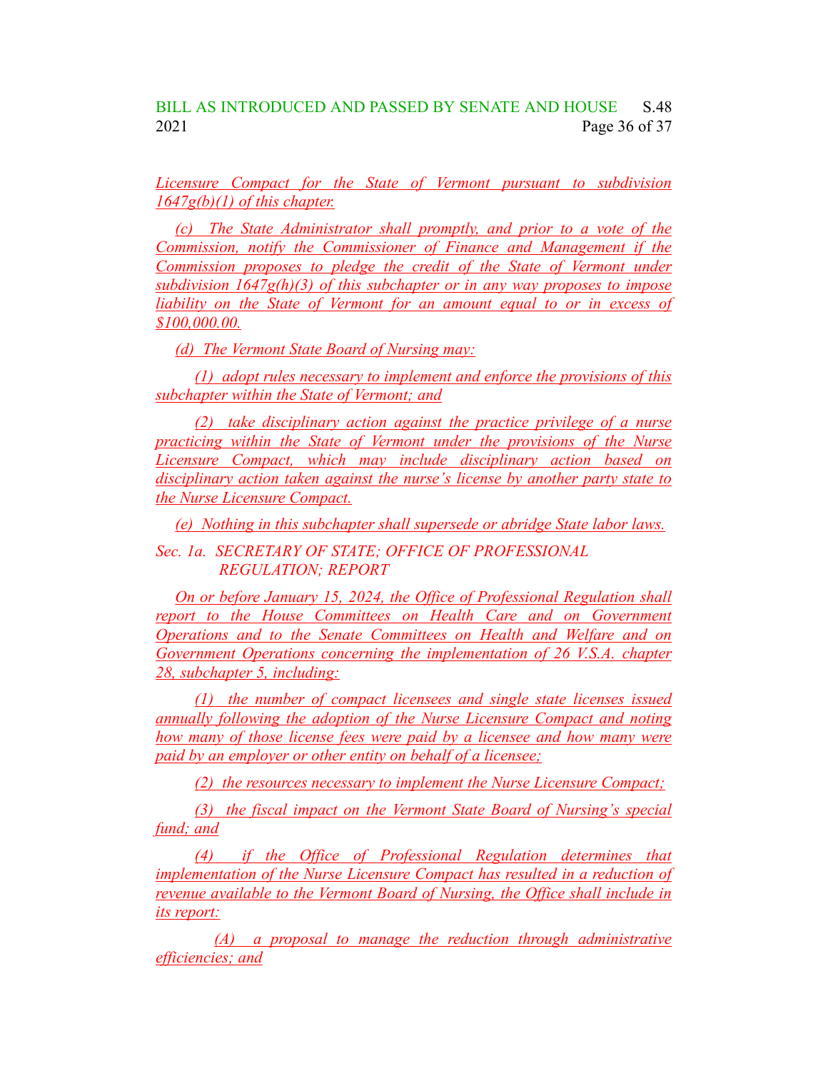Licensure Compact for the State of Vermont pursuant to subdivision 1647g(b)(1) of this chapter.

(c) The State Administrator shall promptly, and prior to a vote of the Commission, notify the Commissioner of Finance and Management if the Commission proposes to pledge the credit of the State of Vermont under subdivision 1647g(h)(3) of this subchapter or in any way proposes to impose liability on the State of Vermont for an amount equal to or in excess of $100,000.00.

(d) The Vermont State Board of Nursing may:

(1) adopt rules necessary to implement and enforce the provisions of this subchapter within the State of Vermont; and

(2) take disciplinary action against the practice privilege of a nurse practicing within the State of Vermont under the provisions of the Nurse Licensure Compact, which may include disciplinary action based on disciplinary action taken against the nurse's license by another party state to the Nurse Licensure Compact.

(e) Nothing in this subchapter shall supersede or abridge State labor laws.

Sec. 1a. SECRETARY OF STATE; OFFICE OF PROFESSIONAL REGULATION; REPORT

On or before January 15, 2024, the Office of Professional Regulation shall report to the House Committees on Health Care and on Government Operations and to the Senate Committees on Health and Welfare and on Government Operations concerning the implementation of 26 V.S.A. chapter 28, subchapter 5, including:

(1) the number of compact licensees and single state licenses issued annually following the adoption of the Nurse Licensure Compact and noting how many of those license fees were paid by a licensee and how many were paid by an employer or other entity on behalf of a licensee;

(2) the resources necessary to implement the Nurse Licensure Compact;

(3) the fiscal impact on the Vermont State Board of Nursing's special fund; and

(4) if the Office of Professional Regulation determines that implementation of the Nurse Licensure Compact has resulted in a reduction of revenue available to the Vermont Board of Nursing, the Office shall include in its report:

(A) a proposal to manage the reduction through administrative efficiencies; and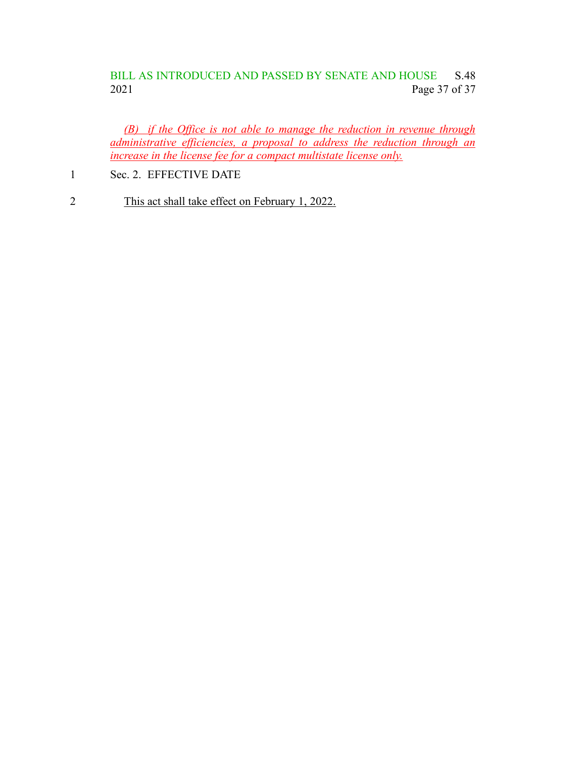*(B) if the Office is not able to manage the reduction in revenue through administrative efficiencies, a proposal to address the reduction through an increase in the license fee for a compact multistate license only.*

1 Sec. 2. EFFECTIVE DATE

2 This act shall take effect on February 1, 2022.